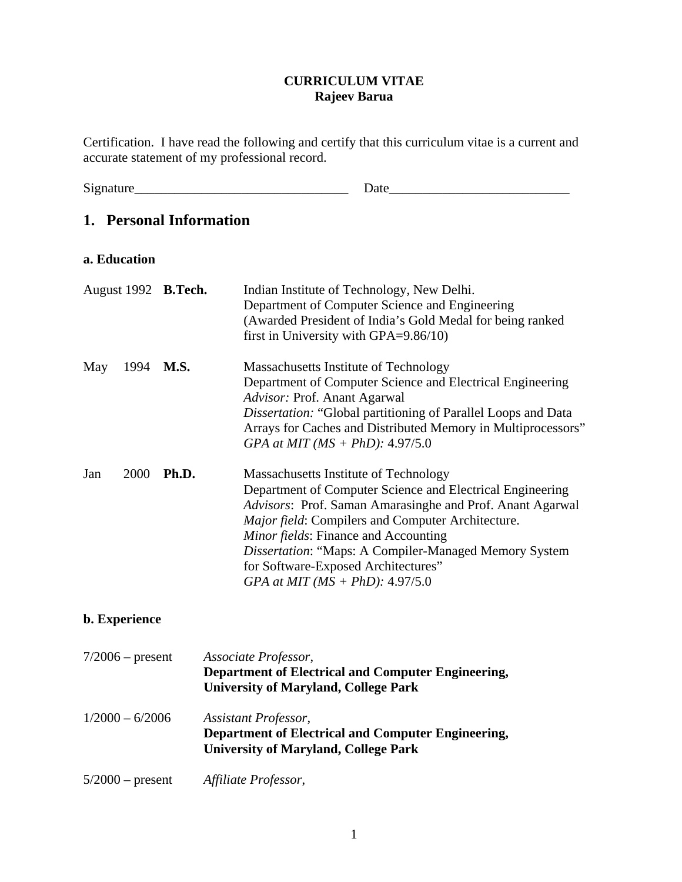**CURRICULUM VITAE**
**Rajeev Barua**

Certification. I have read the following and certify that this curriculum vitae is a current and accurate statement of my professional record.

Signature________________________________ Date___________________________

## 1. Personal Information

### a. Education

| | | |
|---|---|---|
| August 1992 | **B.Tech.** | Indian Institute of Technology, New Delhi.<br>Department of Computer Science and Engineering<br>(Awarded President of India's Gold Medal for being ranked first in University with GPA=9.86/10) |
| May 1994 | **M.S.** | Massachusetts Institute of Technology<br>Department of Computer Science and Electrical Engineering<br>*Advisor:* Prof. Anant Agarwal<br>*Dissertation:* "Global partitioning of Parallel Loops and Data Arrays for Caches and Distributed Memory in Multiprocessors"<br>*GPA at MIT (MS + PhD):* 4.97/5.0 |
| Jan 2000 | **Ph.D.** | Massachusetts Institute of Technology<br>Department of Computer Science and Electrical Engineering<br>*Advisors*: Prof. Saman Amarasinghe and Prof. Anant Agarwal<br>*Major field*: Compilers and Computer Architecture.<br>*Minor fields*: Finance and Accounting<br>*Dissertation*: "Maps: A Compiler-Managed Memory System for Software-Exposed Architectures"<br>*GPA at MIT (MS + PhD):* 4.97/5.0 |

### b. Experience

| | |
|---|---|
| 7/2006 – present | *Associate Professor*,<br>**Department of Electrical and Computer Engineering, University of Maryland, College Park** |
| 1/2000 – 6/2006 | *Assistant Professor*,<br>**Department of Electrical and Computer Engineering, University of Maryland, College Park** |
| 5/2000 – present | *Affiliate Professor*, |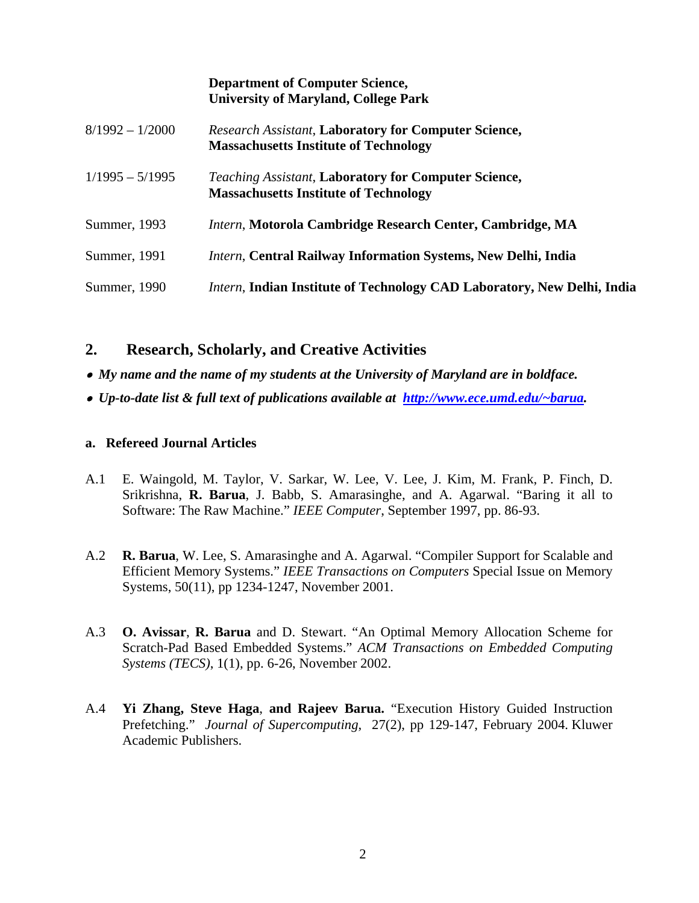| | |
|---|---|
| | **Department of Computer Science, University of Maryland, College Park** |
| 8/1992 – 1/2000 | *Research Assistant*, **Laboratory for Computer Science, Massachusetts Institute of Technology** |
| 1/1995 – 5/1995 | *Teaching Assistant*, **Laboratory for Computer Science, Massachusetts Institute of Technology** |
| Summer, 1993 | *Intern*, **Motorola Cambridge Research Center, Cambridge, MA** |
| Summer, 1991 | *Intern*, **Central Railway Information Systems, New Delhi, India** |
| Summer, 1990 | *Intern*, **Indian Institute of Technology CAD Laboratory, New Delhi, India** |

## 2. Research, Scholarly, and Creative Activities

- ***My name and the name of my students at the University of Maryland are in boldface.***
- ***Up-to-date list & full text of publications available at [http://www.ece.umd.edu/~barua](http://www.ece.umd.edu/~barua).***

### a. Refereed Journal Articles

A.1 E. Waingold, M. Taylor, V. Sarkar, W. Lee, V. Lee, J. Kim, M. Frank, P. Finch, D. Srikrishna, **R. Barua**, J. Babb, S. Amarasinghe, and A. Agarwal. "Baring it all to Software: The Raw Machine." *IEEE Computer*, September 1997, pp. 86-93.

A.2 **R. Barua**, W. Lee, S. Amarasinghe and A. Agarwal. "Compiler Support for Scalable and Efficient Memory Systems." *IEEE Transactions on Computers* Special Issue on Memory Systems, 50(11), pp 1234-1247, November 2001.

A.3 **O. Avissar**, **R. Barua** and D. Stewart. "An Optimal Memory Allocation Scheme for Scratch-Pad Based Embedded Systems." *ACM Transactions on Embedded Computing Systems (TECS)*, 1(1), pp. 6-26, November 2002.

A.4 **Yi Zhang, Steve Haga**, **and Rajeev Barua.** "Execution History Guided Instruction Prefetching." *Journal of Supercomputing*, 27(2), pp 129-147, February 2004. Kluwer Academic Publishers.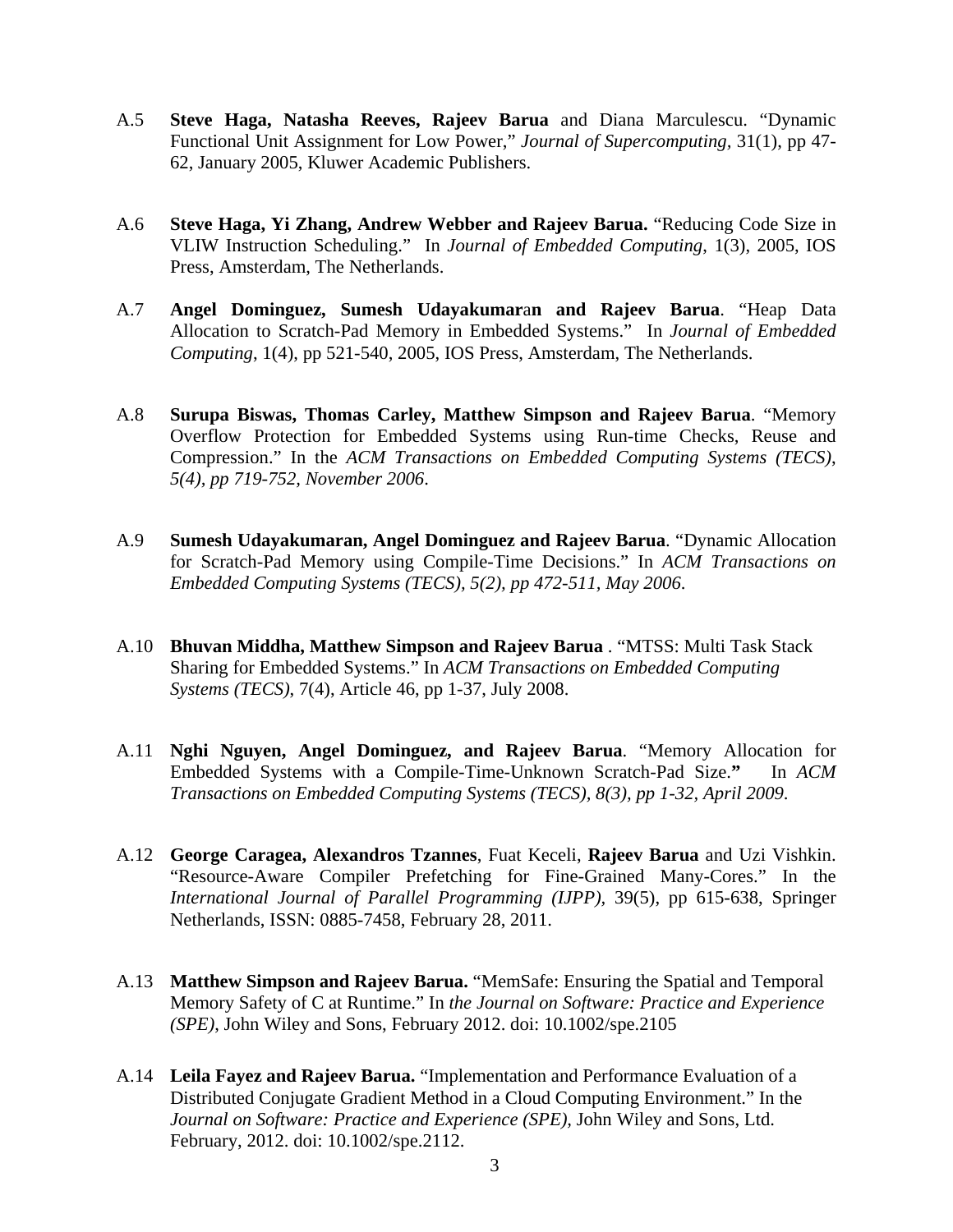A.5 **Steve Haga, Natasha Reeves, Rajeev Barua** and Diana Marculescu. "Dynamic Functional Unit Assignment for Low Power," *Journal of Supercomputing*, 31(1), pp 47-62, January 2005, Kluwer Academic Publishers.

A.6 **Steve Haga, Yi Zhang, Andrew Webber and Rajeev Barua.** "Reducing Code Size in VLIW Instruction Scheduling." In *Journal of Embedded Computing*, 1(3), 2005, IOS Press, Amsterdam, The Netherlands.

A.7 **Angel Dominguez, Sumesh Udayakumaran and Rajeev Barua**. "Heap Data Allocation to Scratch-Pad Memory in Embedded Systems." In *Journal of Embedded Computing*, 1(4), pp 521-540, 2005, IOS Press, Amsterdam, The Netherlands.

A.8 **Surupa Biswas, Thomas Carley, Matthew Simpson and Rajeev Barua**. "Memory Overflow Protection for Embedded Systems using Run-time Checks, Reuse and Compression." In the *ACM Transactions on Embedded Computing Systems (TECS), 5(4), pp 719-752, November 2006*.

A.9 **Sumesh Udayakumaran, Angel Dominguez and Rajeev Barua**. "Dynamic Allocation for Scratch-Pad Memory using Compile-Time Decisions." In *ACM Transactions on Embedded Computing Systems (TECS), 5(2), pp 472-511, May 2006*.

A.10 **Bhuvan Middha, Matthew Simpson and Rajeev Barua** . "MTSS: Multi Task Stack Sharing for Embedded Systems." In *ACM Transactions on Embedded Computing Systems (TECS)*, 7(4), Article 46, pp 1-37, July 2008.

A.11 **Nghi Nguyen, Angel Dominguez, and Rajeev Barua**. "Memory Allocation for Embedded Systems with a Compile-Time-Unknown Scratch-Pad Size." In *ACM Transactions on Embedded Computing Systems (TECS), 8(3), pp 1-32, April 2009*.

A.12 **George Caragea, Alexandros Tzannes**, Fuat Keceli, **Rajeev Barua** and Uzi Vishkin. "Resource-Aware Compiler Prefetching for Fine-Grained Many-Cores." In the *International Journal of Parallel Programming (IJPP)*, 39(5), pp 615-638, Springer Netherlands, ISSN: 0885-7458, February 28, 2011.

A.13 **Matthew Simpson and Rajeev Barua.** "MemSafe: Ensuring the Spatial and Temporal Memory Safety of C at Runtime." In *the Journal on Software: Practice and Experience (SPE)*, John Wiley and Sons, February 2012. doi: 10.1002/spe.2105

A.14 **Leila Fayez and Rajeev Barua.** "Implementation and Performance Evaluation of a Distributed Conjugate Gradient Method in a Cloud Computing Environment." In the *Journal on Software: Practice and Experience (SPE)*, John Wiley and Sons, Ltd. February, 2012. doi: 10.1002/spe.2112.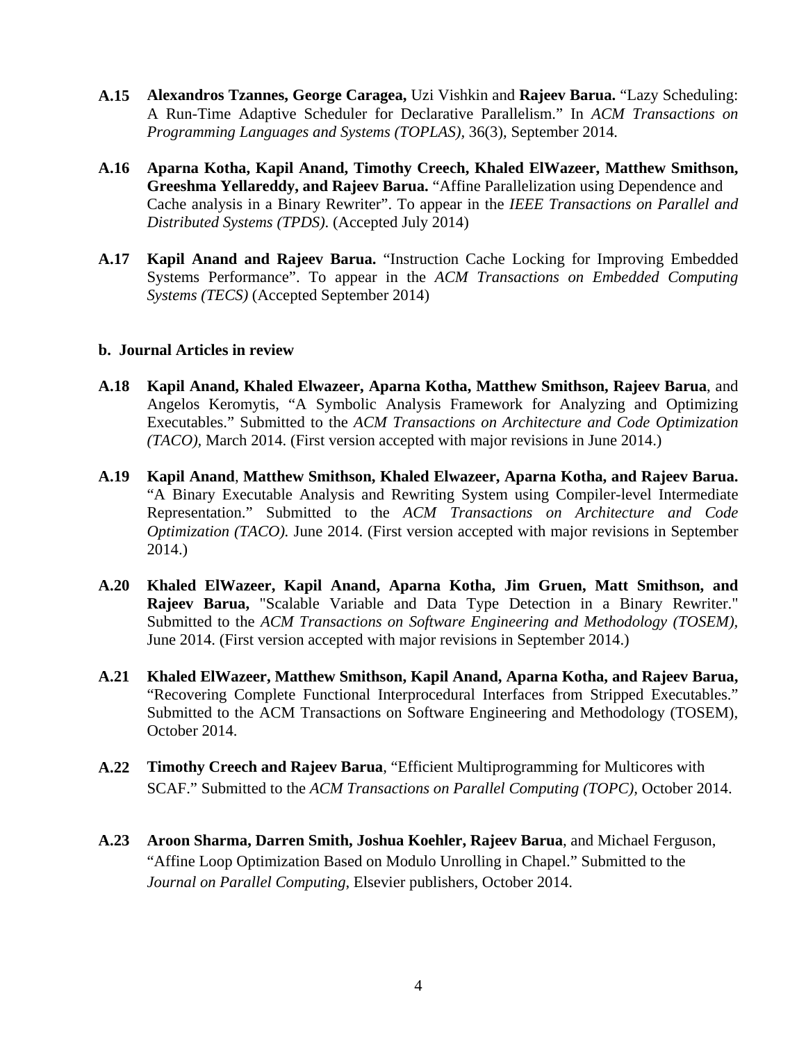**A.15** **Alexandros Tzannes, George Caragea,** Uzi Vishkin and **Rajeev Barua.** "Lazy Scheduling: A Run-Time Adaptive Scheduler for Declarative Parallelism." In *ACM Transactions on Programming Languages and Systems (TOPLAS),* 36(3), September 2014.

**A.16** **Aparna Kotha, Kapil Anand, Timothy Creech, Khaled ElWazeer, Matthew Smithson, Greeshma Yellareddy, and Rajeev Barua.** "Affine Parallelization using Dependence and Cache analysis in a Binary Rewriter". To appear in the *IEEE Transactions on Parallel and Distributed Systems (TPDS).* (Accepted July 2014)

**A.17** **Kapil Anand and Rajeev Barua.** "Instruction Cache Locking for Improving Embedded Systems Performance". To appear in the *ACM Transactions on Embedded Computing Systems (TECS)* (Accepted September 2014)

**b. Journal Articles in review**

**A.18** **Kapil Anand, Khaled Elwazeer, Aparna Kotha, Matthew Smithson, Rajeev Barua**, and Angelos Keromytis, "A Symbolic Analysis Framework for Analyzing and Optimizing Executables." Submitted to the *ACM Transactions on Architecture and Code Optimization (TACO),* March 2014. (First version accepted with major revisions in June 2014.)

**A.19** **Kapil Anand**, **Matthew Smithson, Khaled Elwazeer, Aparna Kotha, and Rajeev Barua.** "A Binary Executable Analysis and Rewriting System using Compiler-level Intermediate Representation." Submitted to the *ACM Transactions on Architecture and Code Optimization (TACO).* June 2014. (First version accepted with major revisions in September 2014.)

**A.20** **Khaled ElWazeer, Kapil Anand, Aparna Kotha, Jim Gruen, Matt Smithson, and Rajeev Barua,** "Scalable Variable and Data Type Detection in a Binary Rewriter." Submitted to the *ACM Transactions on Software Engineering and Methodology (TOSEM),* June 2014. (First version accepted with major revisions in September 2014.)

**A.21** **Khaled ElWazeer, Matthew Smithson, Kapil Anand, Aparna Kotha, and Rajeev Barua,** "Recovering Complete Functional Interprocedural Interfaces from Stripped Executables." Submitted to the ACM Transactions on Software Engineering and Methodology (TOSEM), October 2014.

**A.22** **Timothy Creech and Rajeev Barua**, "Efficient Multiprogramming for Multicores with SCAF." Submitted to the *ACM Transactions on Parallel Computing (TOPC),* October 2014.

**A.23** **Aroon Sharma, Darren Smith, Joshua Koehler, Rajeev Barua**, and Michael Ferguson, "Affine Loop Optimization Based on Modulo Unrolling in Chapel." Submitted to the *Journal on Parallel Computing*, Elsevier publishers, October 2014.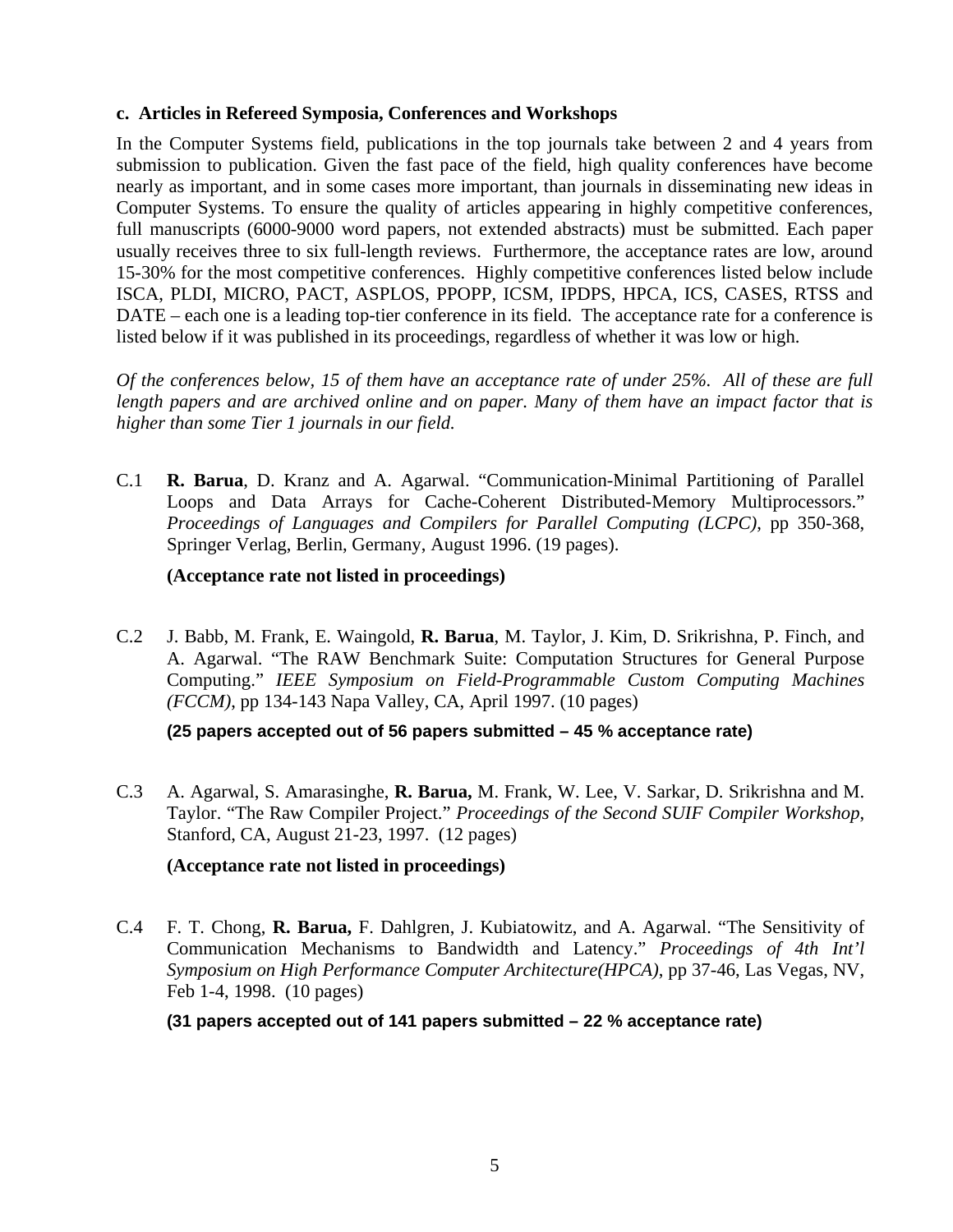#### c. Articles in Refereed Symposia, Conferences and Workshops

In the Computer Systems field, publications in the top journals take between 2 and 4 years from submission to publication. Given the fast pace of the field, high quality conferences have become nearly as important, and in some cases more important, than journals in disseminating new ideas in Computer Systems. To ensure the quality of articles appearing in highly competitive conferences, full manuscripts (6000-9000 word papers, not extended abstracts) must be submitted. Each paper usually receives three to six full-length reviews. Furthermore, the acceptance rates are low, around 15-30% for the most competitive conferences. Highly competitive conferences listed below include ISCA, PLDI, MICRO, PACT, ASPLOS, PPOPP, ICSM, IPDPS, HPCA, ICS, CASES, RTSS and DATE – each one is a leading top-tier conference in its field. The acceptance rate for a conference is listed below if it was published in its proceedings, regardless of whether it was low or high.

*Of the conferences below, 15 of them have an acceptance rate of under 25%. All of these are full length papers and are archived online and on paper. Many of them have an impact factor that is higher than some Tier 1 journals in our field.*

C.1 **R. Barua**, D. Kranz and A. Agarwal. "Communication-Minimal Partitioning of Parallel Loops and Data Arrays for Cache-Coherent Distributed-Memory Multiprocessors." *Proceedings of Languages and Compilers for Parallel Computing (LCPC)*, pp 350-368, Springer Verlag, Berlin, Germany, August 1996. (19 pages).

**(Acceptance rate not listed in proceedings)**

C.2 J. Babb, M. Frank, E. Waingold, **R. Barua**, M. Taylor, J. Kim, D. Srikrishna, P. Finch, and A. Agarwal. "The RAW Benchmark Suite: Computation Structures for General Purpose Computing." *IEEE Symposium on Field-Programmable Custom Computing Machines (FCCM)*, pp 134-143 Napa Valley, CA, April 1997. (10 pages)

**(25 papers accepted out of 56 papers submitted – 45 % acceptance rate)**

C.3 A. Agarwal, S. Amarasinghe, **R. Barua,** M. Frank, W. Lee, V. Sarkar, D. Srikrishna and M. Taylor. "The Raw Compiler Project." *Proceedings of the Second SUIF Compiler Workshop*, Stanford, CA, August 21-23, 1997. (12 pages)

**(Acceptance rate not listed in proceedings)**

C.4 F. T. Chong, **R. Barua,** F. Dahlgren, J. Kubiatowitz, and A. Agarwal. "The Sensitivity of Communication Mechanisms to Bandwidth and Latency." *Proceedings of 4th Int'l Symposium on High Performance Computer Architecture(HPCA)*, pp 37-46, Las Vegas, NV, Feb 1-4, 1998. (10 pages)

**(31 papers accepted out of 141 papers submitted – 22 % acceptance rate)**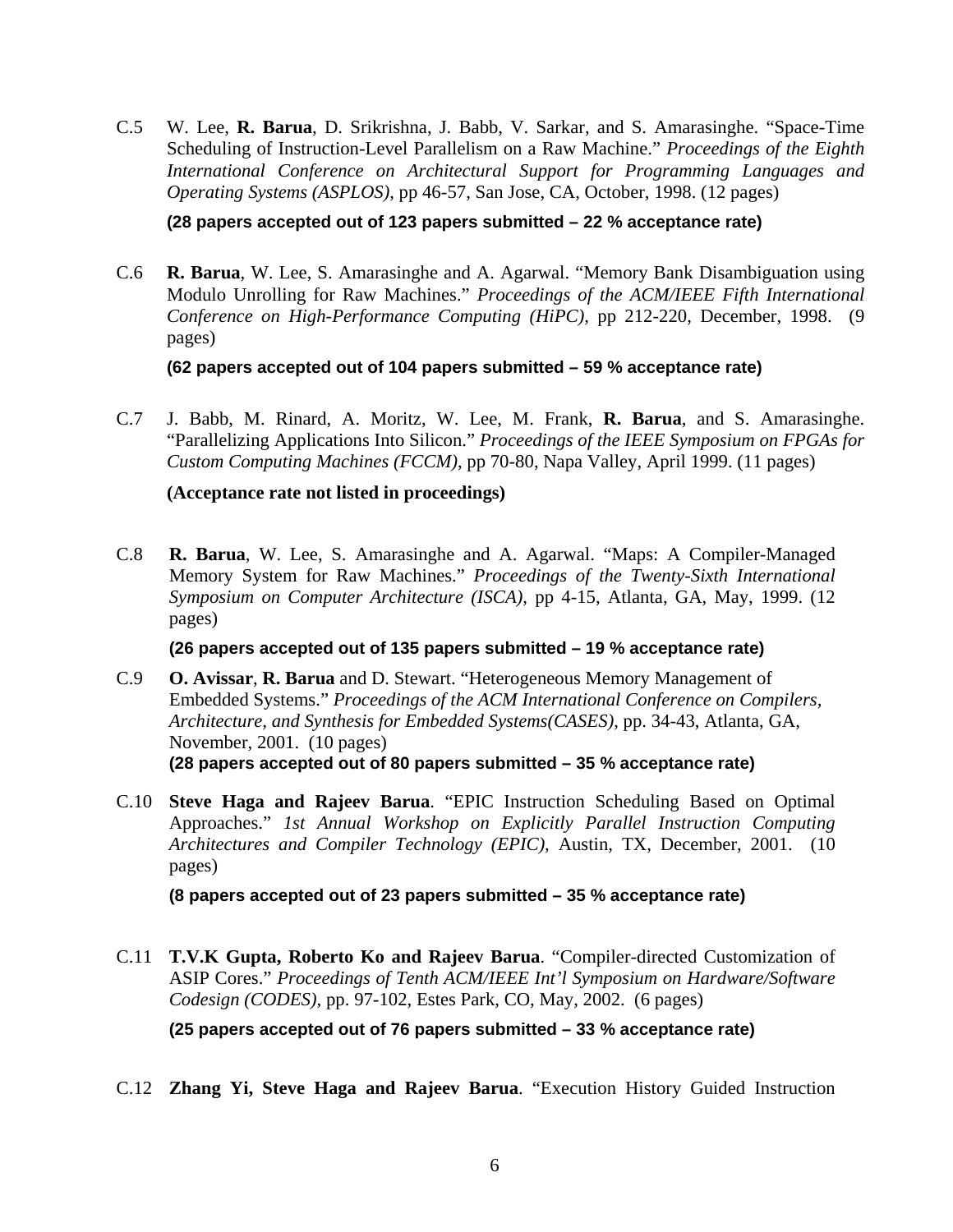C.5 W. Lee, **R. Barua**, D. Srikrishna, J. Babb, V. Sarkar, and S. Amarasinghe. "Space-Time Scheduling of Instruction-Level Parallelism on a Raw Machine." *Proceedings of the Eighth International Conference on Architectural Support for Programming Languages and Operating Systems (ASPLOS)*, pp 46-57, San Jose, CA, October, 1998. (12 pages)

**(28 papers accepted out of 123 papers submitted – 22 % acceptance rate)**

C.6 **R. Barua**, W. Lee, S. Amarasinghe and A. Agarwal. "Memory Bank Disambiguation using Modulo Unrolling for Raw Machines." *Proceedings of the ACM/IEEE Fifth International Conference on High-Performance Computing (HiPC)*, pp 212-220, December, 1998. (9 pages)

**(62 papers accepted out of 104 papers submitted – 59 % acceptance rate)**

C.7 J. Babb, M. Rinard, A. Moritz, W. Lee, M. Frank, **R. Barua**, and S. Amarasinghe. "Parallelizing Applications Into Silicon." *Proceedings of the IEEE Symposium on FPGAs for Custom Computing Machines (FCCM)*, pp 70-80, Napa Valley, April 1999. (11 pages)

**(Acceptance rate not listed in proceedings)**

C.8 **R. Barua**, W. Lee, S. Amarasinghe and A. Agarwal. "Maps: A Compiler-Managed Memory System for Raw Machines." *Proceedings of the Twenty-Sixth International Symposium on Computer Architecture (ISCA)*, pp 4-15, Atlanta, GA, May, 1999. (12 pages)

**(26 papers accepted out of 135 papers submitted – 19 % acceptance rate)**

C.9 **O. Avissar**, **R. Barua** and D. Stewart. "Heterogeneous Memory Management of Embedded Systems." *Proceedings of the ACM International Conference on Compilers, Architecture, and Synthesis for Embedded Systems(CASES)*, pp. 34-43, Atlanta, GA, November, 2001. (10 pages)
**(28 papers accepted out of 80 papers submitted – 35 % acceptance rate)**

C.10 **Steve Haga and Rajeev Barua**. "EPIC Instruction Scheduling Based on Optimal Approaches." *1st Annual Workshop on Explicitly Parallel Instruction Computing Architectures and Compiler Technology (EPIC)*, Austin, TX, December, 2001. (10 pages)

**(8 papers accepted out of 23 papers submitted – 35 % acceptance rate)**

C.11 **T.V.K Gupta, Roberto Ko and Rajeev Barua**. "Compiler-directed Customization of ASIP Cores." *Proceedings of Tenth ACM/IEEE Int'l Symposium on Hardware/Software Codesign (CODES)*, pp. 97-102, Estes Park, CO, May, 2002. (6 pages)

**(25 papers accepted out of 76 papers submitted – 33 % acceptance rate)**

C.12 **Zhang Yi, Steve Haga and Rajeev Barua**. "Execution History Guided Instruction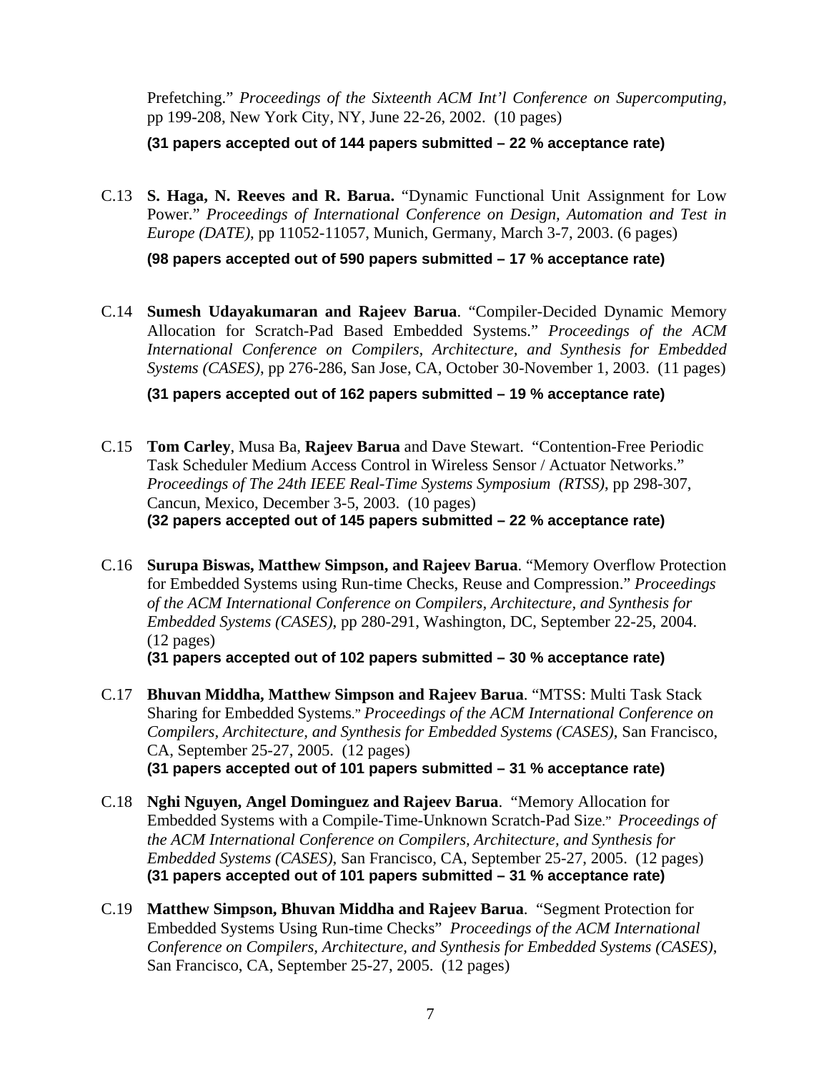Prefetching." *Proceedings of the Sixteenth ACM Int'l Conference on Supercomputing*, pp 199-208, New York City, NY, June 22-26, 2002. (10 pages)

**(31 papers accepted out of 144 papers submitted – 22 % acceptance rate)**

C.13 **S. Haga, N. Reeves and R. Barua.** "Dynamic Functional Unit Assignment for Low Power." *Proceedings of International Conference on Design, Automation and Test in Europe (DATE)*, pp 11052-11057, Munich, Germany, March 3-7, 2003. (6 pages)

**(98 papers accepted out of 590 papers submitted – 17 % acceptance rate)**

C.14 **Sumesh Udayakumaran and Rajeev Barua**. "Compiler-Decided Dynamic Memory Allocation for Scratch-Pad Based Embedded Systems." *Proceedings of the ACM International Conference on Compilers, Architecture, and Synthesis for Embedded Systems (CASES)*, pp 276-286, San Jose, CA, October 30-November 1, 2003. (11 pages)

**(31 papers accepted out of 162 papers submitted – 19 % acceptance rate)**

C.15 **Tom Carley**, Musa Ba, **Rajeev Barua** and Dave Stewart. "Contention-Free Periodic Task Scheduler Medium Access Control in Wireless Sensor / Actuator Networks." *Proceedings of The 24th IEEE Real-Time Systems Symposium (RTSS)*, pp 298-307, Cancun, Mexico, December 3-5, 2003. (10 pages)
**(32 papers accepted out of 145 papers submitted – 22 % acceptance rate)**

C.16 **Surupa Biswas, Matthew Simpson, and Rajeev Barua**. "Memory Overflow Protection for Embedded Systems using Run-time Checks, Reuse and Compression." *Proceedings of the ACM International Conference on Compilers, Architecture, and Synthesis for Embedded Systems (CASES)*, pp 280-291, Washington, DC, September 22-25, 2004. (12 pages)
**(31 papers accepted out of 102 papers submitted – 30 % acceptance rate)**

C.17 **Bhuvan Middha, Matthew Simpson and Rajeev Barua**. "MTSS: Multi Task Stack Sharing for Embedded Systems." *Proceedings of the ACM International Conference on Compilers, Architecture, and Synthesis for Embedded Systems (CASES)*, San Francisco, CA, September 25-27, 2005. (12 pages)
**(31 papers accepted out of 101 papers submitted – 31 % acceptance rate)**

C.18 **Nghi Nguyen, Angel Dominguez and Rajeev Barua**. "Memory Allocation for Embedded Systems with a Compile-Time-Unknown Scratch-Pad Size." *Proceedings of the ACM International Conference on Compilers, Architecture, and Synthesis for Embedded Systems (CASES)*, San Francisco, CA, September 25-27, 2005. (12 pages)
**(31 papers accepted out of 101 papers submitted – 31 % acceptance rate)**

C.19 **Matthew Simpson, Bhuvan Middha and Rajeev Barua**. "Segment Protection for Embedded Systems Using Run-time Checks" *Proceedings of the ACM International Conference on Compilers, Architecture, and Synthesis for Embedded Systems (CASES)*, San Francisco, CA, September 25-27, 2005. (12 pages)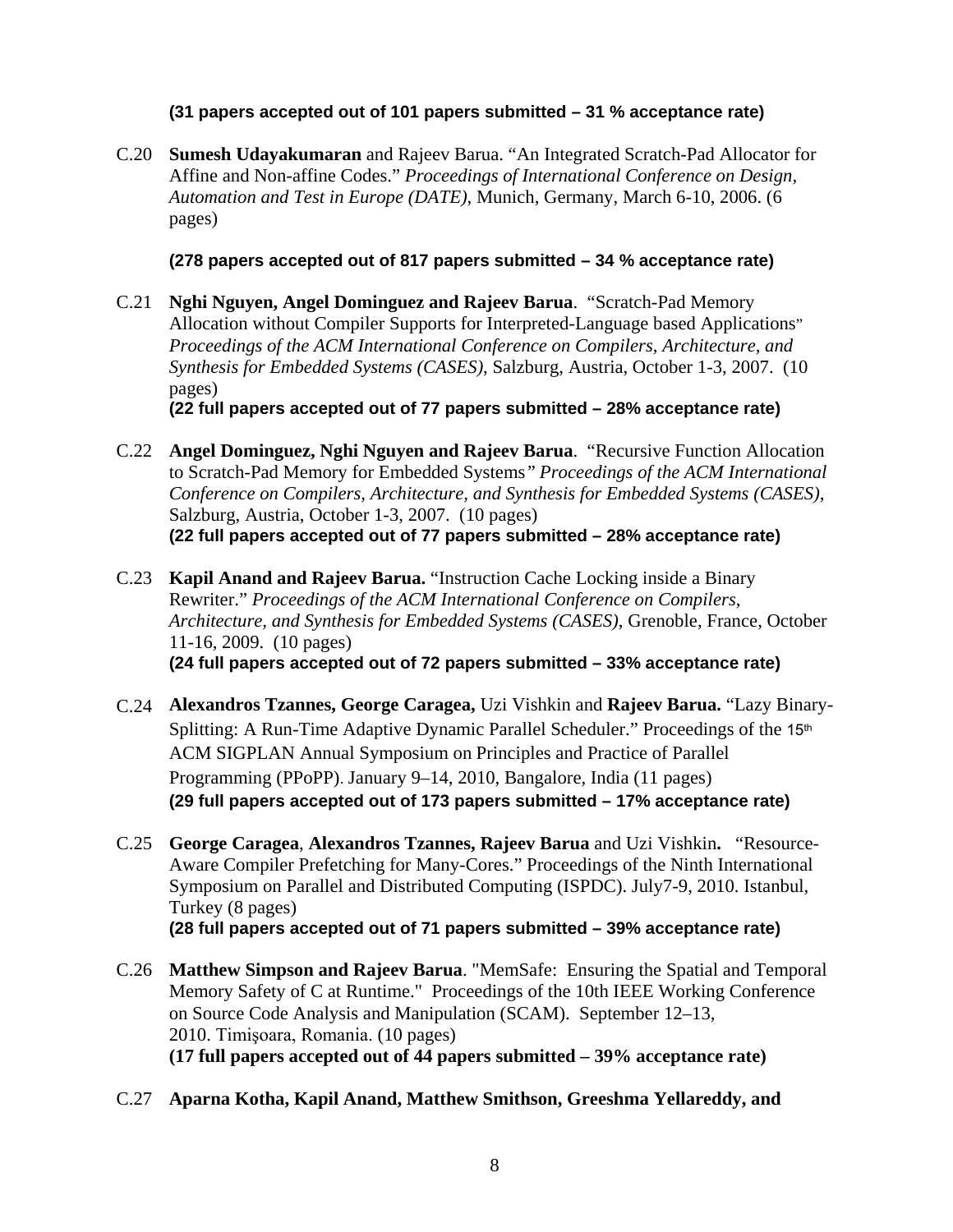**(31 papers accepted out of 101 papers submitted – 31 % acceptance rate)**

C.20 **Sumesh Udayakumaran** and Rajeev Barua. "An Integrated Scratch-Pad Allocator for Affine and Non-affine Codes." *Proceedings of International Conference on Design, Automation and Test in Europe (DATE)*, Munich, Germany, March 6-10, 2006. (6 pages)

**(278 papers accepted out of 817 papers submitted – 34 % acceptance rate)**

C.21 **Nghi Nguyen, Angel Dominguez and Rajeev Barua**. "Scratch-Pad Memory Allocation without Compiler Supports for Interpreted-Language based Applications" *Proceedings of the ACM International Conference on Compilers, Architecture, and Synthesis for Embedded Systems (CASES)*, Salzburg, Austria, October 1-3, 2007. (10 pages)
**(22 full papers accepted out of 77 papers submitted – 28% acceptance rate)**

C.22 **Angel Dominguez, Nghi Nguyen and Rajeev Barua**. "Recursive Function Allocation to Scratch-Pad Memory for Embedded Systems" *Proceedings of the ACM International Conference on Compilers, Architecture, and Synthesis for Embedded Systems (CASES)*, Salzburg, Austria, October 1-3, 2007. (10 pages)
**(22 full papers accepted out of 77 papers submitted – 28% acceptance rate)**

C.23 **Kapil Anand and Rajeev Barua.** "Instruction Cache Locking inside a Binary Rewriter." *Proceedings of the ACM International Conference on Compilers, Architecture, and Synthesis for Embedded Systems (CASES)*, Grenoble, France, October 11-16, 2009. (10 pages)
**(24 full papers accepted out of 72 papers submitted – 33% acceptance rate)**

C.24 **Alexandros Tzannes, George Caragea,** Uzi Vishkin and **Rajeev Barua.** "Lazy Binary-Splitting: A Run-Time Adaptive Dynamic Parallel Scheduler." Proceedings of the 15th ACM SIGPLAN Annual Symposium on Principles and Practice of Parallel Programming (PPoPP). January 9–14, 2010, Bangalore, India (11 pages)
**(29 full papers accepted out of 173 papers submitted – 17% acceptance rate)**

C.25 **George Caragea**, **Alexandros Tzannes, Rajeev Barua** and Uzi Vishkin**.** "Resource-Aware Compiler Prefetching for Many-Cores." Proceedings of the Ninth International Symposium on Parallel and Distributed Computing (ISPDC). July7-9, 2010. Istanbul, Turkey (8 pages)
**(28 full papers accepted out of 71 papers submitted – 39% acceptance rate)**

C.26 **Matthew Simpson and Rajeev Barua**. "MemSafe: Ensuring the Spatial and Temporal Memory Safety of C at Runtime." Proceedings of the 10th IEEE Working Conference on Source Code Analysis and Manipulation (SCAM). September 12–13, 2010. Timișoara, Romania. (10 pages)
**(17 full papers accepted out of 44 papers submitted – 39% acceptance rate)**

C.27 **Aparna Kotha, Kapil Anand, Matthew Smithson, Greeshma Yellareddy, and**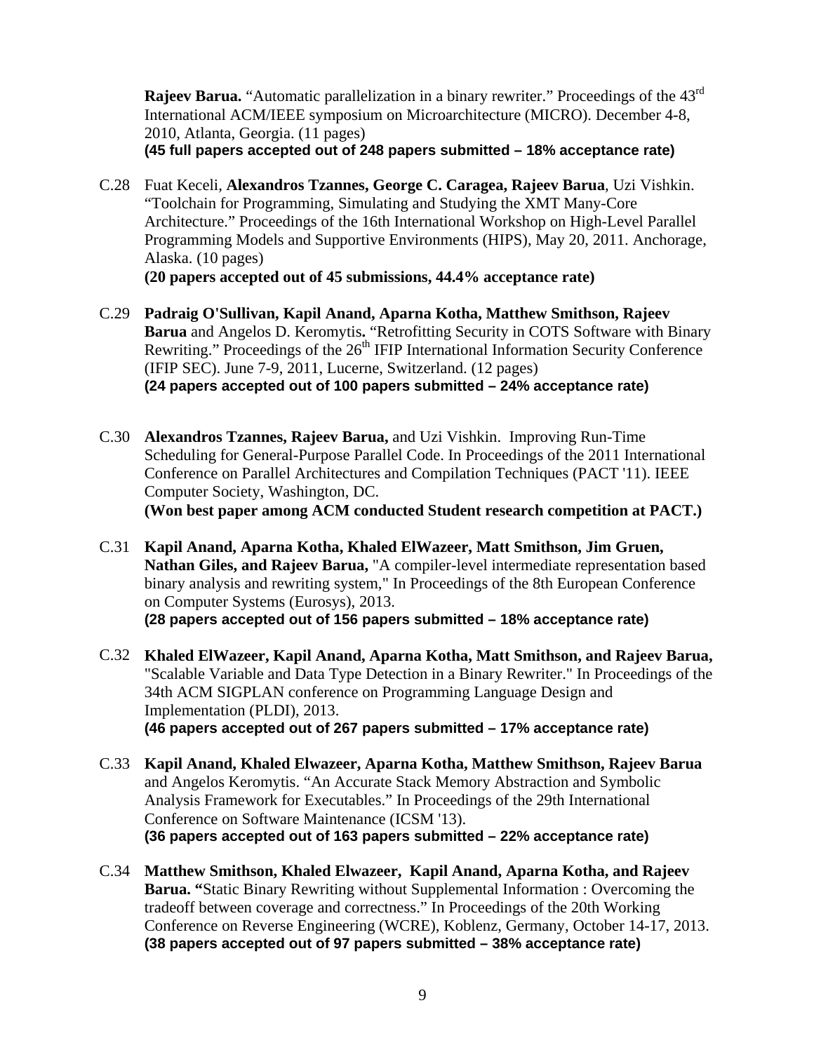**Rajeev Barua.** “Automatic parallelization in a binary rewriter.” Proceedings of the 43rd International ACM/IEEE symposium on Microarchitecture (MICRO). December 4-8, 2010, Atlanta, Georgia. (11 pages)
**(45 full papers accepted out of 248 papers submitted – 18% acceptance rate)**

C.28 Fuat Keceli, **Alexandros Tzannes, George C. Caragea, Rajeev Barua**, Uzi Vishkin. “Toolchain for Programming, Simulating and Studying the XMT Many-Core Architecture.” Proceedings of the 16th International Workshop on High-Level Parallel Programming Models and Supportive Environments (HIPS), May 20, 2011. Anchorage, Alaska. (10 pages)
**(20 papers accepted out of 45 submissions, 44.4% acceptance rate)**

C.29 **Padraig O'Sullivan, Kapil Anand, Aparna Kotha, Matthew Smithson, Rajeev Barua** and Angelos D. Keromytis**.** “Retrofitting Security in COTS Software with Binary Rewriting.” Proceedings of the 26th IFIP International Information Security Conference (IFIP SEC). June 7-9, 2011, Lucerne, Switzerland. (12 pages)
**(24 papers accepted out of 100 papers submitted – 24% acceptance rate)**

C.30 **Alexandros Tzannes, Rajeev Barua,** and Uzi Vishkin. Improving Run-Time Scheduling for General-Purpose Parallel Code. In Proceedings of the 2011 International Conference on Parallel Architectures and Compilation Techniques (PACT '11). IEEE Computer Society, Washington, DC.
**(Won best paper among ACM conducted Student research competition at PACT.)**

C.31 **Kapil Anand, Aparna Kotha, Khaled ElWazeer, Matt Smithson, Jim Gruen, Nathan Giles, and Rajeev Barua,** "A compiler-level intermediate representation based binary analysis and rewriting system," In Proceedings of the 8th European Conference on Computer Systems (Eurosys), 2013.
**(28 papers accepted out of 156 papers submitted – 18% acceptance rate)**

C.32 **Khaled ElWazeer, Kapil Anand, Aparna Kotha, Matt Smithson, and Rajeev Barua,** "Scalable Variable and Data Type Detection in a Binary Rewriter." In Proceedings of the 34th ACM SIGPLAN conference on Programming Language Design and Implementation (PLDI), 2013.
**(46 papers accepted out of 267 papers submitted – 17% acceptance rate)**

C.33 **Kapil Anand, Khaled Elwazeer, Aparna Kotha, Matthew Smithson, Rajeev Barua** and Angelos Keromytis. “An Accurate Stack Memory Abstraction and Symbolic Analysis Framework for Executables.” In Proceedings of the 29th International Conference on Software Maintenance (ICSM '13).
**(36 papers accepted out of 163 papers submitted – 22% acceptance rate)**

C.34 **Matthew Smithson, Khaled Elwazeer, Kapil Anand, Aparna Kotha, and Rajeev Barua. “**Static Binary Rewriting without Supplemental Information : Overcoming the tradeoff between coverage and correctness.” In Proceedings of the 20th Working Conference on Reverse Engineering (WCRE), Koblenz, Germany, October 14-17, 2013.
**(38 papers accepted out of 97 papers submitted – 38% acceptance rate)**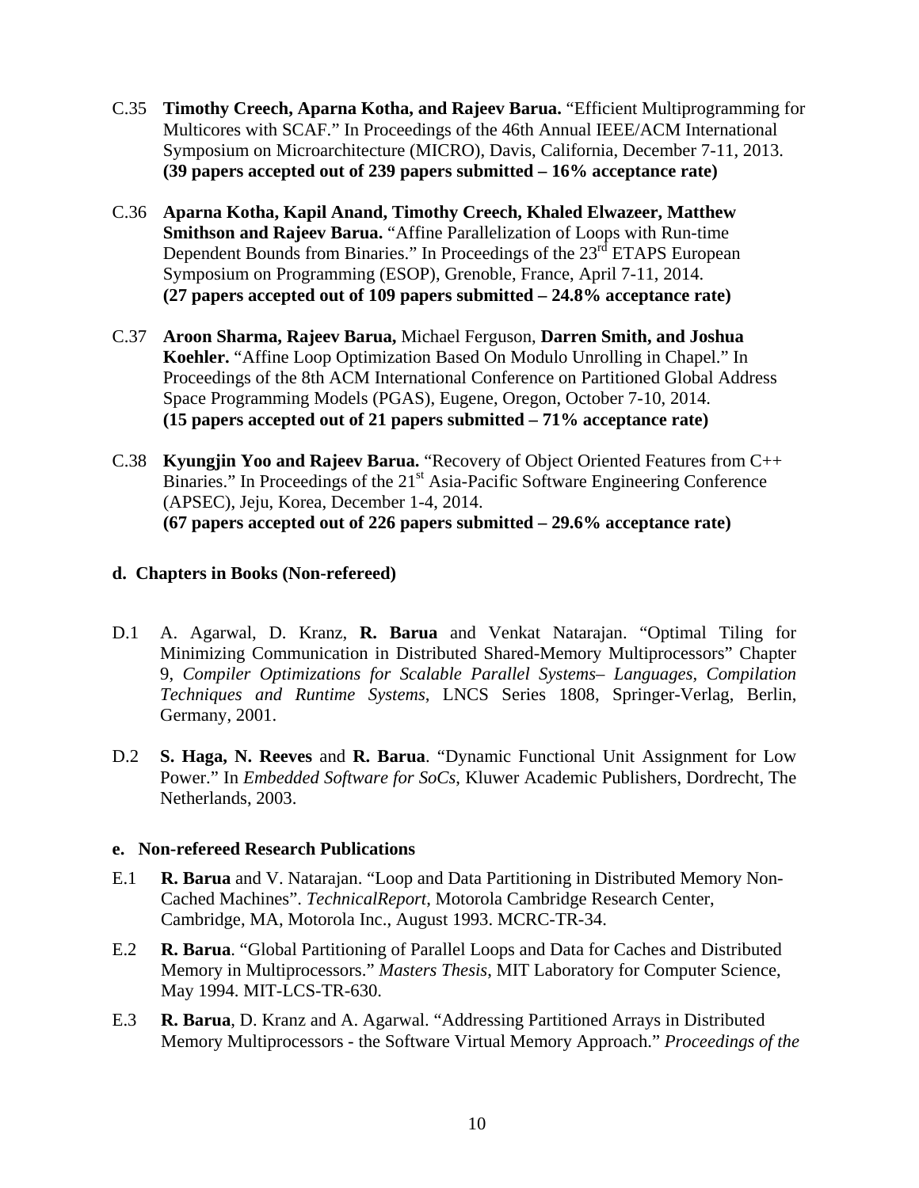C.35 **Timothy Creech, Aparna Kotha, and Rajeev Barua.** "Efficient Multiprogramming for Multicores with SCAF." In Proceedings of the 46th Annual IEEE/ACM International Symposium on Microarchitecture (MICRO), Davis, California, December 7-11, 2013. **(39 papers accepted out of 239 papers submitted – 16% acceptance rate)**

C.36 **Aparna Kotha, Kapil Anand, Timothy Creech, Khaled Elwazeer, Matthew Smithson and Rajeev Barua.** "Affine Parallelization of Loops with Run-time Dependent Bounds from Binaries." In Proceedings of the 23rd ETAPS European Symposium on Programming (ESOP), Grenoble, France, April 7-11, 2014. **(27 papers accepted out of 109 papers submitted – 24.8% acceptance rate)**

C.37 **Aroon Sharma, Rajeev Barua,** Michael Ferguson, **Darren Smith, and Joshua Koehler.** "Affine Loop Optimization Based On Modulo Unrolling in Chapel." In Proceedings of the 8th ACM International Conference on Partitioned Global Address Space Programming Models (PGAS), Eugene, Oregon, October 7-10, 2014. **(15 papers accepted out of 21 papers submitted – 71% acceptance rate)**

C.38 **Kyungjin Yoo and Rajeev Barua.** "Recovery of Object Oriented Features from C++ Binaries." In Proceedings of the 21st Asia-Pacific Software Engineering Conference (APSEC), Jeju, Korea, December 1-4, 2014. **(67 papers accepted out of 226 papers submitted – 29.6% acceptance rate)**

### d. Chapters in Books (Non-refereed)

D.1 A. Agarwal, D. Kranz, **R. Barua** and Venkat Natarajan. "Optimal Tiling for Minimizing Communication in Distributed Shared-Memory Multiprocessors" Chapter 9, *Compiler Optimizations for Scalable Parallel Systems– Languages, Compilation Techniques and Runtime Systems*, LNCS Series 1808, Springer-Verlag, Berlin, Germany, 2001.

D.2 **S. Haga, N. Reeves** and **R. Barua**. "Dynamic Functional Unit Assignment for Low Power." In *Embedded Software for SoCs*, Kluwer Academic Publishers, Dordrecht, The Netherlands, 2003.

### e. Non-refereed Research Publications

E.1 **R. Barua** and V. Natarajan. "Loop and Data Partitioning in Distributed Memory Non-Cached Machines". *TechnicalReport*, Motorola Cambridge Research Center, Cambridge, MA, Motorola Inc., August 1993. MCRC-TR-34.

E.2 **R. Barua**. "Global Partitioning of Parallel Loops and Data for Caches and Distributed Memory in Multiprocessors." *Masters Thesis*, MIT Laboratory for Computer Science, May 1994. MIT-LCS-TR-630.

E.3 **R. Barua**, D. Kranz and A. Agarwal. "Addressing Partitioned Arrays in Distributed Memory Multiprocessors - the Software Virtual Memory Approach." *Proceedings of the*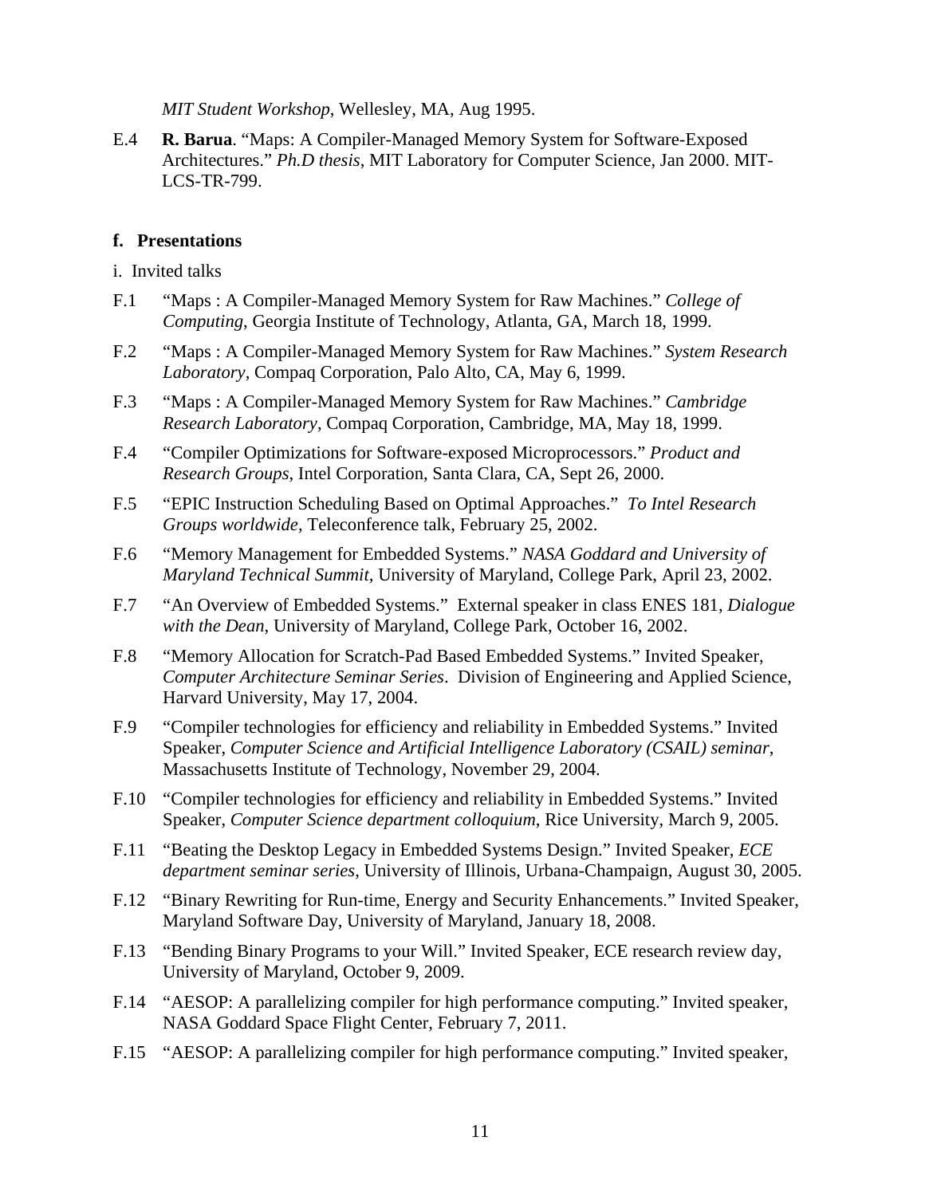*MIT Student Workshop*, Wellesley, MA, Aug 1995.

E.4 **R. Barua**. "Maps: A Compiler-Managed Memory System for Software-Exposed Architectures." *Ph.D thesis*, MIT Laboratory for Computer Science, Jan 2000. MIT-LCS-TR-799.

**f. Presentations**

i. Invited talks

F.1 "Maps : A Compiler-Managed Memory System for Raw Machines." *College of Computing*, Georgia Institute of Technology, Atlanta, GA, March 18, 1999.

F.2 "Maps : A Compiler-Managed Memory System for Raw Machines." *System Research Laboratory*, Compaq Corporation, Palo Alto, CA, May 6, 1999.

F.3 "Maps : A Compiler-Managed Memory System for Raw Machines." *Cambridge Research Laboratory*, Compaq Corporation, Cambridge, MA, May 18, 1999.

F.4 "Compiler Optimizations for Software-exposed Microprocessors." *Product and Research Groups*, Intel Corporation, Santa Clara, CA, Sept 26, 2000.

F.5 "EPIC Instruction Scheduling Based on Optimal Approaches." *To Intel Research Groups worldwide*, Teleconference talk, February 25, 2002.

F.6 "Memory Management for Embedded Systems." *NASA Goddard and University of Maryland Technical Summit*, University of Maryland, College Park, April 23, 2002.

F.7 "An Overview of Embedded Systems." External speaker in class ENES 181, *Dialogue with the Dean*, University of Maryland, College Park, October 16, 2002.

F.8 "Memory Allocation for Scratch-Pad Based Embedded Systems." Invited Speaker, *Computer Architecture Seminar Series*. Division of Engineering and Applied Science, Harvard University, May 17, 2004.

F.9 "Compiler technologies for efficiency and reliability in Embedded Systems." Invited Speaker, *Computer Science and Artificial Intelligence Laboratory (CSAIL) seminar*, Massachusetts Institute of Technology, November 29, 2004.

F.10 "Compiler technologies for efficiency and reliability in Embedded Systems." Invited Speaker, *Computer Science department colloquium*, Rice University, March 9, 2005.

F.11 "Beating the Desktop Legacy in Embedded Systems Design." Invited Speaker, *ECE department seminar series*, University of Illinois, Urbana-Champaign, August 30, 2005.

F.12 "Binary Rewriting for Run-time, Energy and Security Enhancements." Invited Speaker, Maryland Software Day, University of Maryland, January 18, 2008.

F.13 "Bending Binary Programs to your Will." Invited Speaker, ECE research review day, University of Maryland, October 9, 2009.

F.14 "AESOP: A parallelizing compiler for high performance computing." Invited speaker, NASA Goddard Space Flight Center, February 7, 2011.

F.15 "AESOP: A parallelizing compiler for high performance computing." Invited speaker,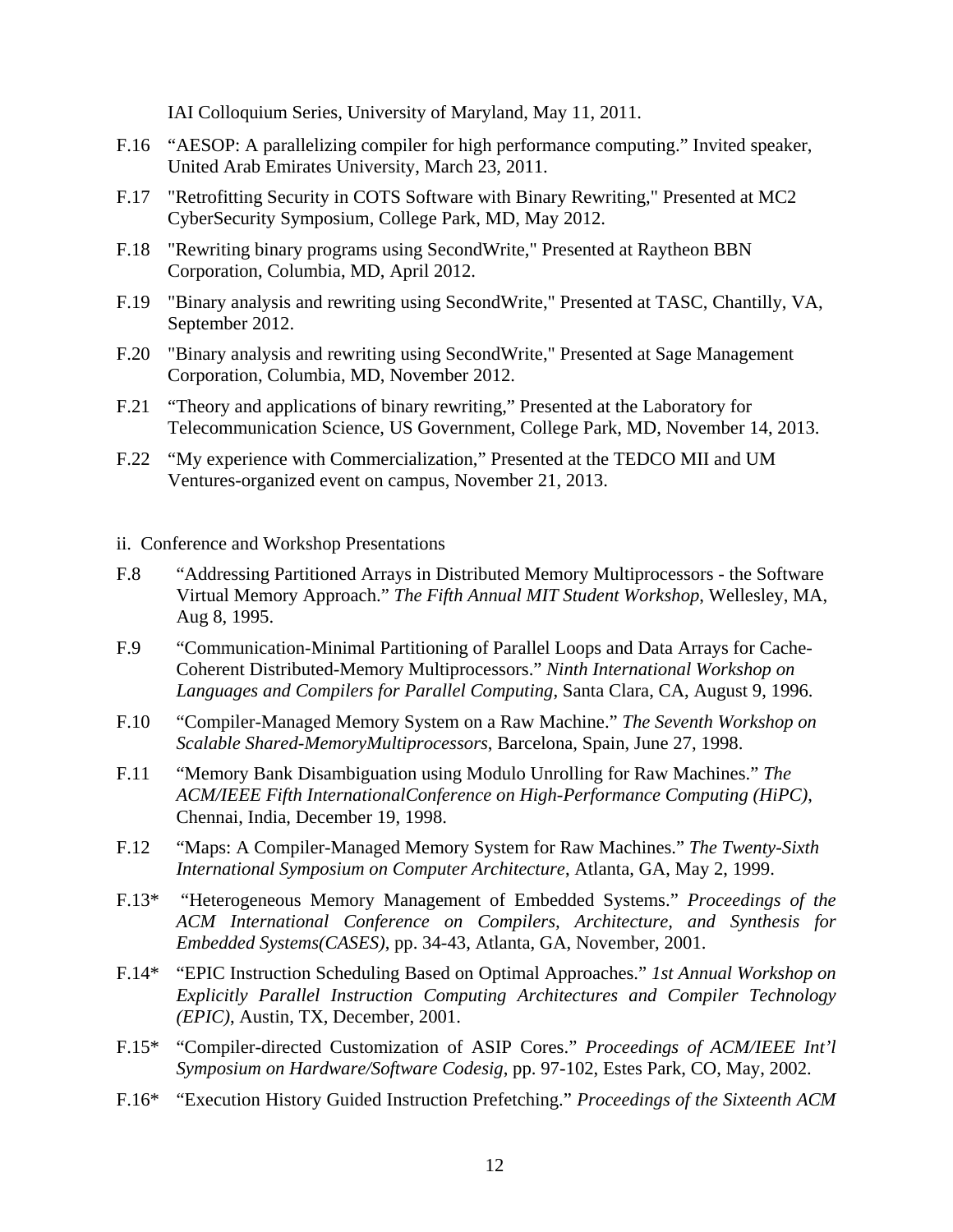IAI Colloquium Series, University of Maryland, May 11, 2011.

F.16 "AESOP: A parallelizing compiler for high performance computing." Invited speaker, United Arab Emirates University, March 23, 2011.

F.17 "Retrofitting Security in COTS Software with Binary Rewriting," Presented at MC2 CyberSecurity Symposium, College Park, MD, May 2012.

F.18 "Rewriting binary programs using SecondWrite," Presented at Raytheon BBN Corporation, Columbia, MD, April 2012.

F.19 "Binary analysis and rewriting using SecondWrite," Presented at TASC, Chantilly, VA, September 2012.

F.20 "Binary analysis and rewriting using SecondWrite," Presented at Sage Management Corporation, Columbia, MD, November 2012.

F.21 "Theory and applications of binary rewriting," Presented at the Laboratory for Telecommunication Science, US Government, College Park, MD, November 14, 2013.

F.22 "My experience with Commercialization," Presented at the TEDCO MII and UM Ventures-organized event on campus, November 21, 2013.

ii. Conference and Workshop Presentations

F.8 "Addressing Partitioned Arrays in Distributed Memory Multiprocessors - the Software Virtual Memory Approach." *The Fifth Annual MIT Student Workshop*, Wellesley, MA, Aug 8, 1995.

F.9 "Communication-Minimal Partitioning of Parallel Loops and Data Arrays for Cache-Coherent Distributed-Memory Multiprocessors." *Ninth International Workshop on Languages and Compilers for Parallel Computing*, Santa Clara, CA, August 9, 1996.

F.10 "Compiler-Managed Memory System on a Raw Machine." *The Seventh Workshop on Scalable Shared-MemoryMultiprocessors*, Barcelona, Spain, June 27, 1998.

F.11 "Memory Bank Disambiguation using Modulo Unrolling for Raw Machines." *The ACM/IEEE Fifth InternationalConference on High-Performance Computing (HiPC)*, Chennai, India, December 19, 1998.

F.12 "Maps: A Compiler-Managed Memory System for Raw Machines." *The Twenty-Sixth International Symposium on Computer Architecture*, Atlanta, GA, May 2, 1999.

F.13* "Heterogeneous Memory Management of Embedded Systems." *Proceedings of the ACM International Conference on Compilers, Architecture, and Synthesis for Embedded Systems(CASES)*, pp. 34-43, Atlanta, GA, November, 2001.

F.14* "EPIC Instruction Scheduling Based on Optimal Approaches." *1st Annual Workshop on Explicitly Parallel Instruction Computing Architectures and Compiler Technology (EPIC)*, Austin, TX, December, 2001.

F.15* "Compiler-directed Customization of ASIP Cores." *Proceedings of ACM/IEEE Int'l Symposium on Hardware/Software Codesig*, pp. 97-102, Estes Park, CO, May, 2002.

F.16* "Execution History Guided Instruction Prefetching." *Proceedings of the Sixteenth ACM*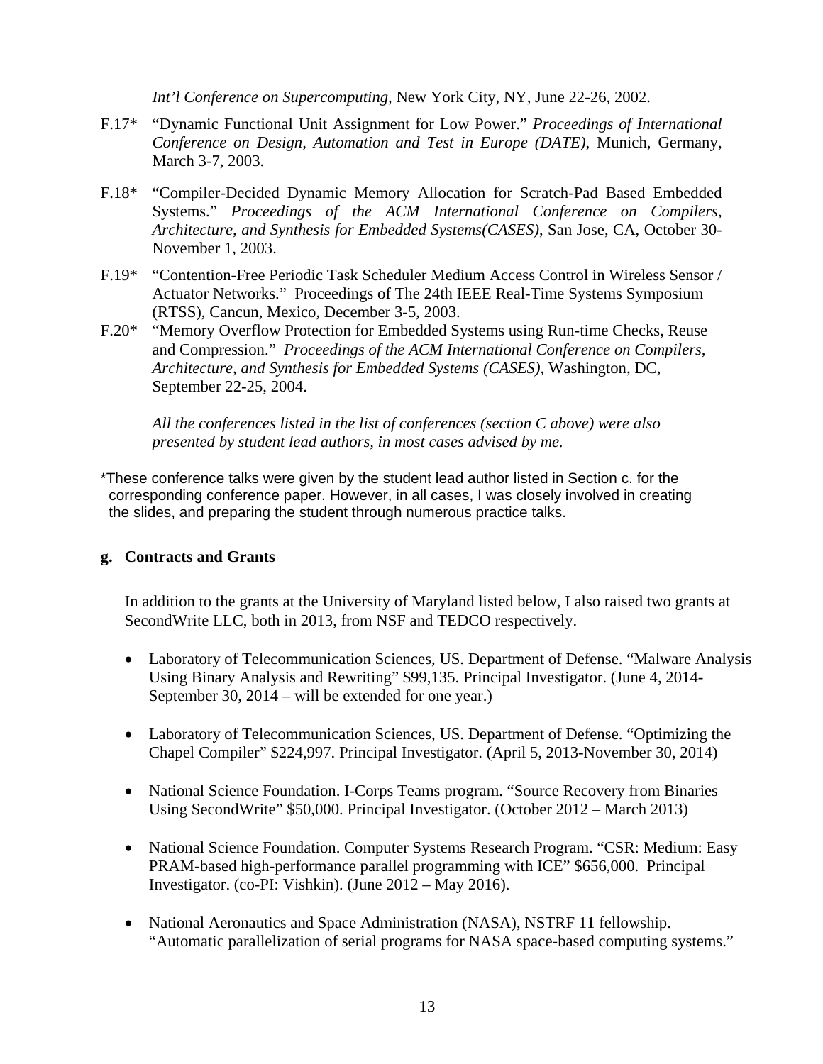*Int'l Conference on Supercomputing*, New York City, NY, June 22-26, 2002.

F.17* "Dynamic Functional Unit Assignment for Low Power." *Proceedings of International Conference on Design, Automation and Test in Europe (DATE)*, Munich, Germany, March 3-7, 2003.

F.18* "Compiler-Decided Dynamic Memory Allocation for Scratch-Pad Based Embedded Systems." *Proceedings of the ACM International Conference on Compilers, Architecture, and Synthesis for Embedded Systems(CASES)*, San Jose, CA, October 30-November 1, 2003.

F.19* "Contention-Free Periodic Task Scheduler Medium Access Control in Wireless Sensor / Actuator Networks." Proceedings of The 24th IEEE Real-Time Systems Symposium (RTSS), Cancun, Mexico, December 3-5, 2003.

F.20* "Memory Overflow Protection for Embedded Systems using Run-time Checks, Reuse and Compression." *Proceedings of the ACM International Conference on Compilers, Architecture, and Synthesis for Embedded Systems (CASES)*, Washington, DC, September 22-25, 2004.

*All the conferences listed in the list of conferences (section C above) were also presented by student lead authors, in most cases advised by me.*

*These conference talks were given by the student lead author listed in Section c. for the corresponding conference paper. However, in all cases, I was closely involved in creating the slides, and preparing the student through numerous practice talks.

### g. Contracts and Grants

In addition to the grants at the University of Maryland listed below, I also raised two grants at SecondWrite LLC, both in 2013, from NSF and TEDCO respectively.

- Laboratory of Telecommunication Sciences, US. Department of Defense. "Malware Analysis Using Binary Analysis and Rewriting" $99,135. Principal Investigator. (June 4, 2014-September 30, 2014 – will be extended for one year.)

- Laboratory of Telecommunication Sciences, US. Department of Defense. "Optimizing the Chapel Compiler" $224,997. Principal Investigator. (April 5, 2013-November 30, 2014)

- National Science Foundation. I-Corps Teams program. "Source Recovery from Binaries Using SecondWrite" $50,000. Principal Investigator. (October 2012 – March 2013)

- National Science Foundation. Computer Systems Research Program. "CSR: Medium: Easy PRAM-based high-performance parallel programming with ICE" $656,000. Principal Investigator. (co-PI: Vishkin). (June 2012 – May 2016).

- National Aeronautics and Space Administration (NASA), NSTRF 11 fellowship. "Automatic parallelization of serial programs for NASA space-based computing systems."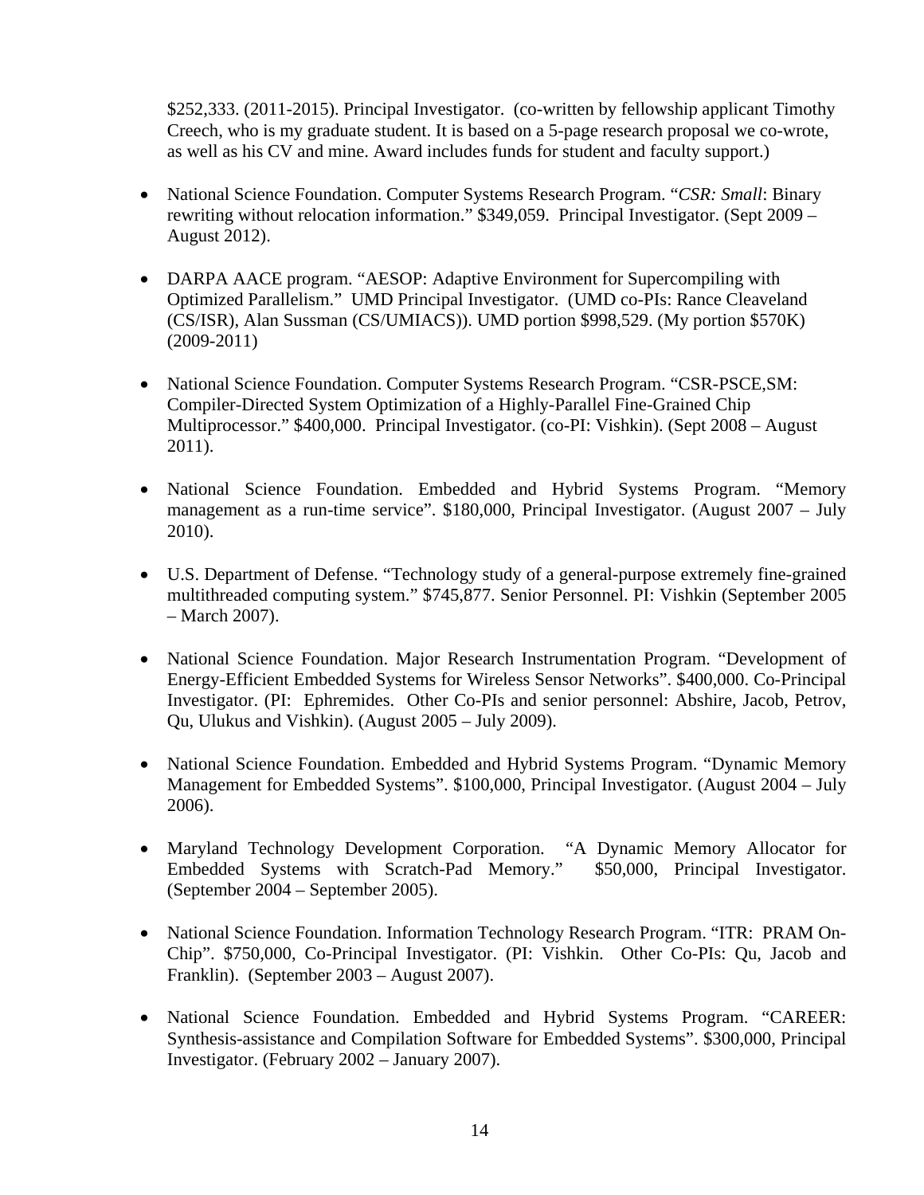$252,333. (2011-2015). Principal Investigator. (co-written by fellowship applicant Timothy Creech, who is my graduate student. It is based on a 5-page research proposal we co-wrote, as well as his CV and mine. Award includes funds for student and faculty support.)

- National Science Foundation. Computer Systems Research Program. "*CSR: Small*: Binary rewriting without relocation information." $349,059. Principal Investigator. (Sept 2009 – August 2012).

- DARPA AACE program. "AESOP: Adaptive Environment for Supercompiling with Optimized Parallelism." UMD Principal Investigator. (UMD co-PIs: Rance Cleaveland (CS/ISR), Alan Sussman (CS/UMIACS)). UMD portion $998,529. (My portion $570K) (2009-2011)

- National Science Foundation. Computer Systems Research Program. "CSR-PSCE,SM: Compiler-Directed System Optimization of a Highly-Parallel Fine-Grained Chip Multiprocessor." $400,000. Principal Investigator. (co-PI: Vishkin). (Sept 2008 – August 2011).

- National Science Foundation. Embedded and Hybrid Systems Program. "Memory management as a run-time service". $180,000, Principal Investigator. (August 2007 – July 2010).

- U.S. Department of Defense. "Technology study of a general-purpose extremely fine-grained multithreaded computing system." $745,877. Senior Personnel. PI: Vishkin (September 2005 – March 2007).

- National Science Foundation. Major Research Instrumentation Program. "Development of Energy-Efficient Embedded Systems for Wireless Sensor Networks". $400,000. Co-Principal Investigator. (PI: Ephremides. Other Co-PIs and senior personnel: Abshire, Jacob, Petrov, Qu, Ulukus and Vishkin). (August 2005 – July 2009).

- National Science Foundation. Embedded and Hybrid Systems Program. "Dynamic Memory Management for Embedded Systems". $100,000, Principal Investigator. (August 2004 – July 2006).

- Maryland Technology Development Corporation. "A Dynamic Memory Allocator for Embedded Systems with Scratch-Pad Memory." $50,000, Principal Investigator. (September 2004 – September 2005).

- National Science Foundation. Information Technology Research Program. "ITR: PRAM On-Chip". $750,000, Co-Principal Investigator. (PI: Vishkin. Other Co-PIs: Qu, Jacob and Franklin). (September 2003 – August 2007).

- National Science Foundation. Embedded and Hybrid Systems Program. "CAREER: Synthesis-assistance and Compilation Software for Embedded Systems". $300,000, Principal Investigator. (February 2002 – January 2007).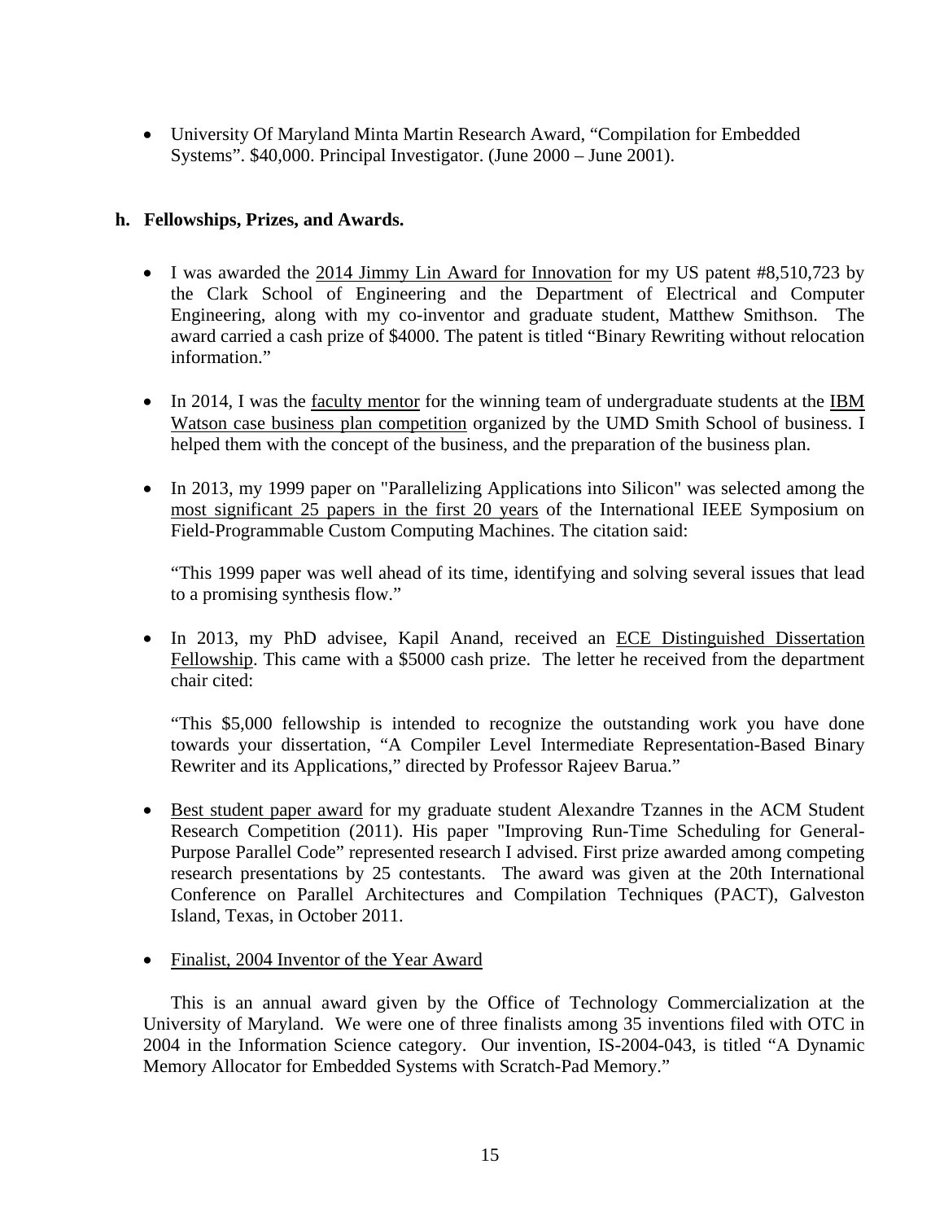- University Of Maryland Minta Martin Research Award, "Compilation for Embedded Systems". $40,000. Principal Investigator. (June 2000 – June 2001).

**h. Fellowships, Prizes, and Awards.**

- I was awarded the 2014 Jimmy Lin Award for Innovation for my US patent #8,510,723 by the Clark School of Engineering and the Department of Electrical and Computer Engineering, along with my co-inventor and graduate student, Matthew Smithson. The award carried a cash prize of $4000. The patent is titled "Binary Rewriting without relocation information."

- In 2014, I was the faculty mentor for the winning team of undergraduate students at the IBM Watson case business plan competition organized by the UMD Smith School of business. I helped them with the concept of the business, and the preparation of the business plan.

- In 2013, my 1999 paper on "Parallelizing Applications into Silicon" was selected among the most significant 25 papers in the first 20 years of the International IEEE Symposium on Field-Programmable Custom Computing Machines. The citation said:

  "This 1999 paper was well ahead of its time, identifying and solving several issues that lead to a promising synthesis flow."

- In 2013, my PhD advisee, Kapil Anand, received an ECE Distinguished Dissertation Fellowship. This came with a $5000 cash prize. The letter he received from the department chair cited:

  "This $5,000 fellowship is intended to recognize the outstanding work you have done towards your dissertation, "A Compiler Level Intermediate Representation-Based Binary Rewriter and its Applications," directed by Professor Rajeev Barua."

- Best student paper award for my graduate student Alexandre Tzannes in the ACM Student Research Competition (2011). His paper "Improving Run-Time Scheduling for General-Purpose Parallel Code" represented research I advised. First prize awarded among competing research presentations by 25 contestants. The award was given at the 20th International Conference on Parallel Architectures and Compilation Techniques (PACT), Galveston Island, Texas, in October 2011.

- Finalist, 2004 Inventor of the Year Award

  This is an annual award given by the Office of Technology Commercialization at the University of Maryland. We were one of three finalists among 35 inventions filed with OTC in 2004 in the Information Science category. Our invention, IS-2004-043, is titled "A Dynamic Memory Allocator for Embedded Systems with Scratch-Pad Memory."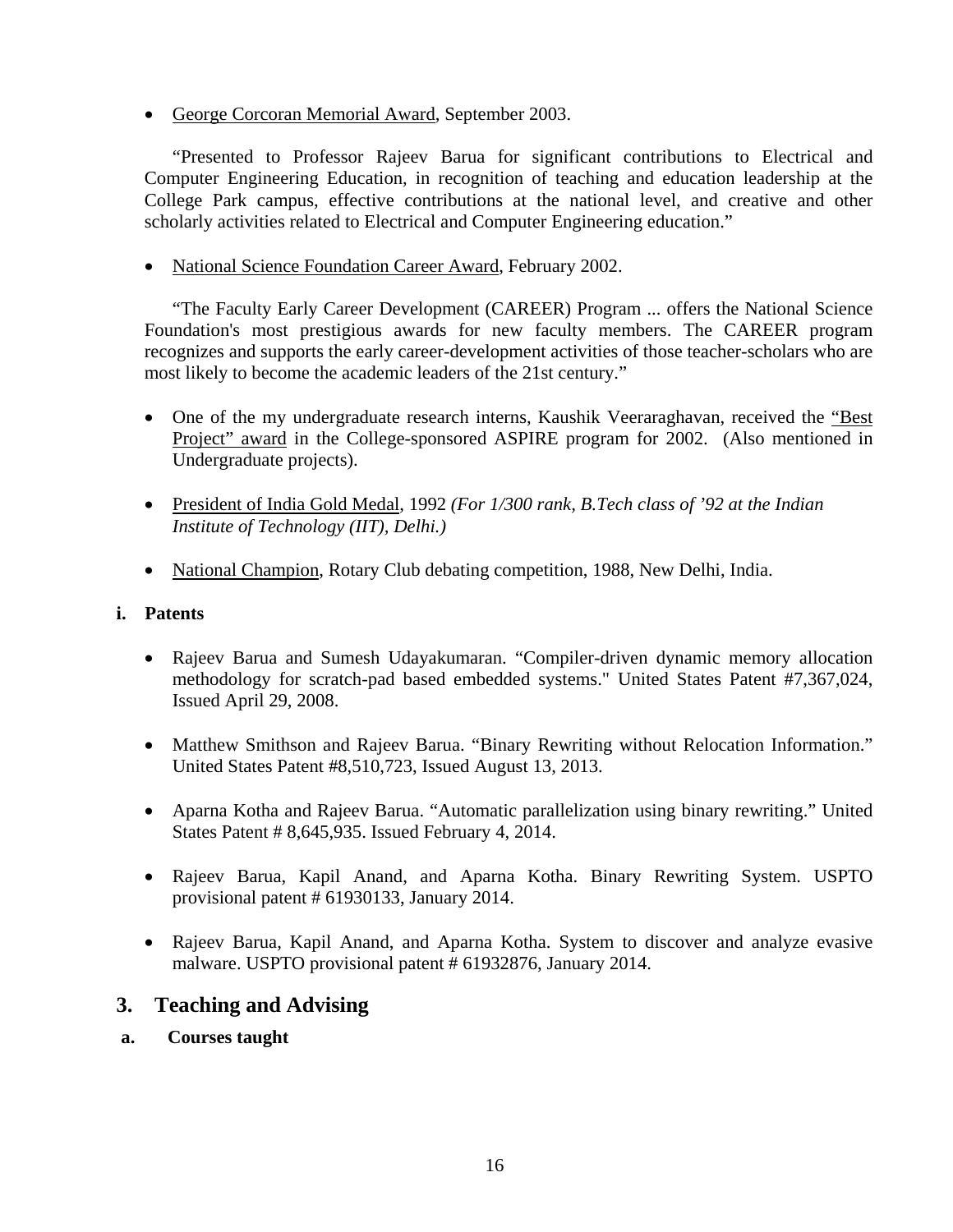- George Corcoran Memorial Award, September 2003.

  "Presented to Professor Rajeev Barua for significant contributions to Electrical and Computer Engineering Education, in recognition of teaching and education leadership at the College Park campus, effective contributions at the national level, and creative and other scholarly activities related to Electrical and Computer Engineering education."

- National Science Foundation Career Award, February 2002.

  "The Faculty Early Career Development (CAREER) Program ... offers the National Science Foundation's most prestigious awards for new faculty members. The CAREER program recognizes and supports the early career-development activities of those teacher-scholars who are most likely to become the academic leaders of the 21st century."

- One of the my undergraduate research interns, Kaushik Veeraraghavan, received the "Best Project" award in the College-sponsored ASPIRE program for 2002. (Also mentioned in Undergraduate projects).

- President of India Gold Medal, 1992 *(For 1/300 rank, B.Tech class of '92 at the Indian Institute of Technology (IIT), Delhi.)*

- National Champion, Rotary Club debating competition, 1988, New Delhi, India.

### i. Patents

- Rajeev Barua and Sumesh Udayakumaran. "Compiler-driven dynamic memory allocation methodology for scratch-pad based embedded systems." United States Patent #7,367,024, Issued April 29, 2008.

- Matthew Smithson and Rajeev Barua. "Binary Rewriting without Relocation Information." United States Patent #8,510,723, Issued August 13, 2013.

- Aparna Kotha and Rajeev Barua. "Automatic parallelization using binary rewriting." United States Patent # 8,645,935. Issued February 4, 2014.

- Rajeev Barua, Kapil Anand, and Aparna Kotha. Binary Rewriting System. USPTO provisional patent # 61930133, January 2014.

- Rajeev Barua, Kapil Anand, and Aparna Kotha. System to discover and analyze evasive malware. USPTO provisional patent # 61932876, January 2014.

## 3. Teaching and Advising

### a. Courses taught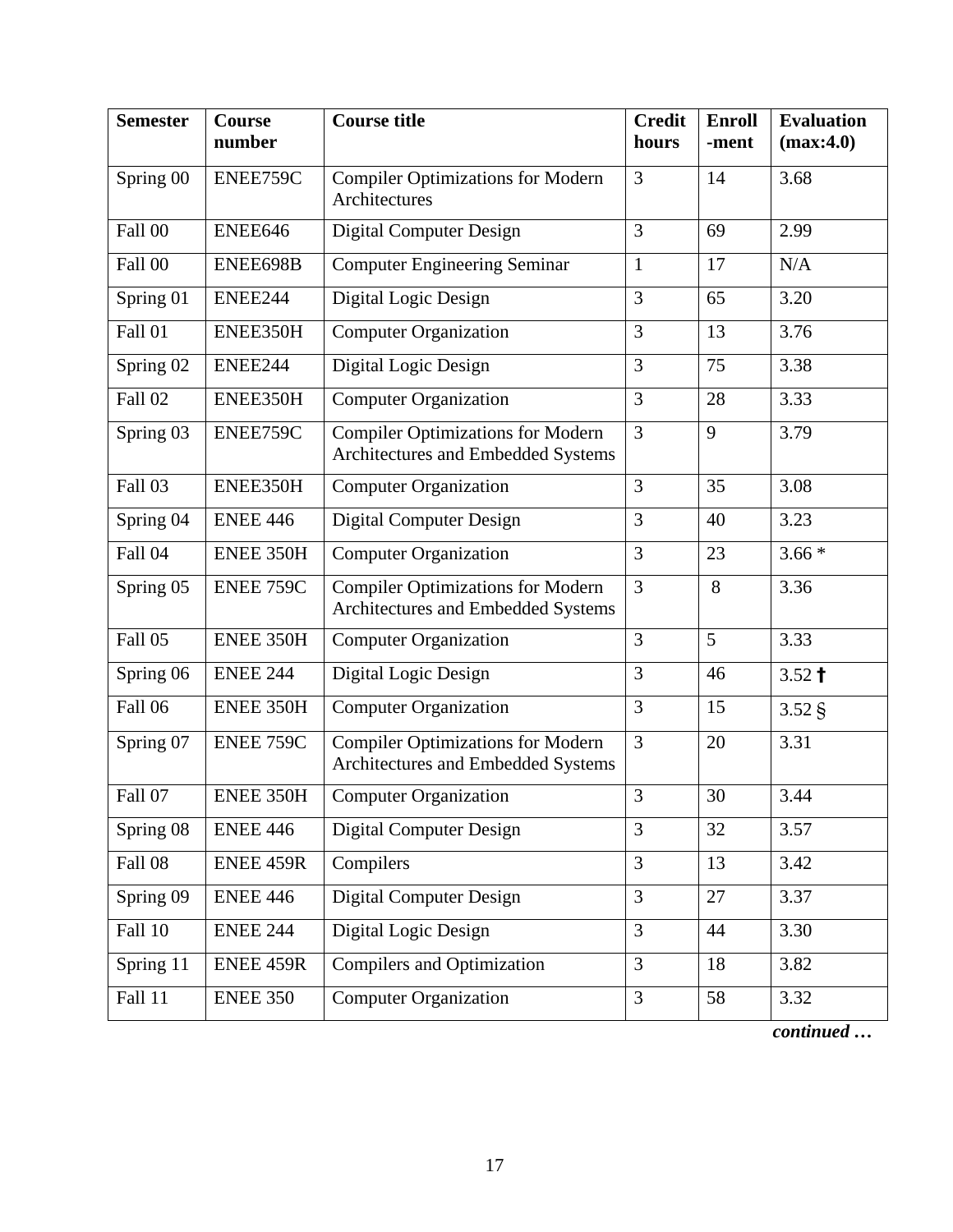| Semester | Course number | Course title | Credit hours | Enroll -ment | Evaluation (max:4.0) |
|---|---|---|---|---|---|
| Spring 00 | ENEE759C | Compiler Optimizations for Modern Architectures | 3 | 14 | 3.68 |
| Fall 00 | ENEE646 | Digital Computer Design | 3 | 69 | 2.99 |
| Fall 00 | ENEE698B | Computer Engineering Seminar | 1 | 17 | N/A |
| Spring 01 | ENEE244 | Digital Logic Design | 3 | 65 | 3.20 |
| Fall 01 | ENEE350H | Computer Organization | 3 | 13 | 3.76 |
| Spring 02 | ENEE244 | Digital Logic Design | 3 | 75 | 3.38 |
| Fall 02 | ENEE350H | Computer Organization | 3 | 28 | 3.33 |
| Spring 03 | ENEE759C | Compiler Optimizations for Modern Architectures and Embedded Systems | 3 | 9 | 3.79 |
| Fall 03 | ENEE350H | Computer Organization | 3 | 35 | 3.08 |
| Spring 04 | ENEE 446 | Digital Computer Design | 3 | 40 | 3.23 |
| Fall 04 | ENEE 350H | Computer Organization | 3 | 23 | 3.66 * |
| Spring 05 | ENEE 759C | Compiler Optimizations for Modern Architectures and Embedded Systems | 3 | 8 | 3.36 |
| Fall 05 | ENEE 350H | Computer Organization | 3 | 5 | 3.33 |
| Spring 06 | ENEE 244 | Digital Logic Design | 3 | 46 | 3.52 † |
| Fall 06 | ENEE 350H | Computer Organization | 3 | 15 | 3.52 § |
| Spring 07 | ENEE 759C | Compiler Optimizations for Modern Architectures and Embedded Systems | 3 | 20 | 3.31 |
| Fall 07 | ENEE 350H | Computer Organization | 3 | 30 | 3.44 |
| Spring 08 | ENEE 446 | Digital Computer Design | 3 | 32 | 3.57 |
| Fall 08 | ENEE 459R | Compilers | 3 | 13 | 3.42 |
| Spring 09 | ENEE 446 | Digital Computer Design | 3 | 27 | 3.37 |
| Fall 10 | ENEE 244 | Digital Logic Design | 3 | 44 | 3.30 |
| Spring 11 | ENEE 459R | Compilers and Optimization | 3 | 18 | 3.82 |
| Fall 11 | ENEE 350 | Computer Organization | 3 | 58 | 3.32 |

*continued …*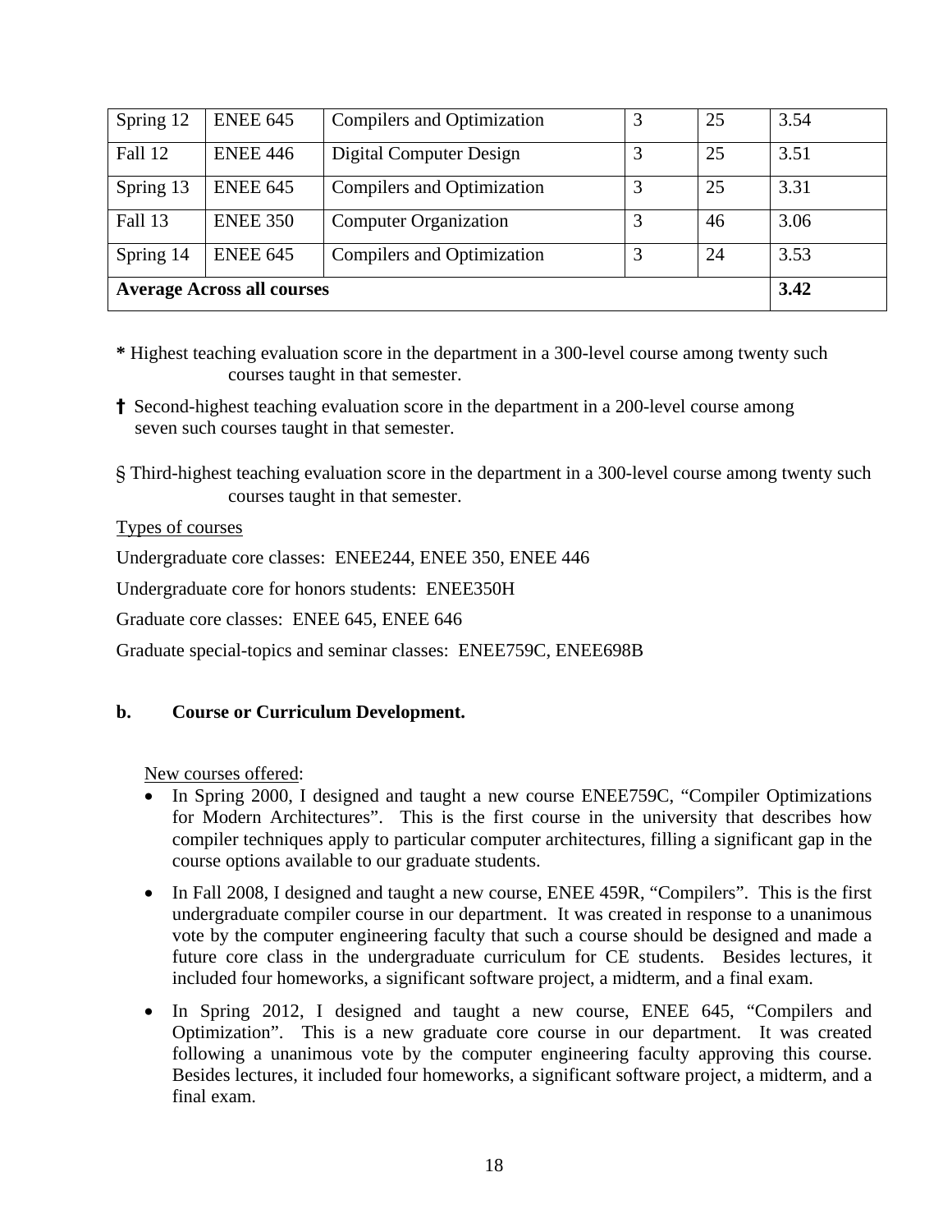| Spring 12 | ENEE 645 | Compilers and Optimization | 3 | 25 | 3.54 |
|---|---|---|---|---|---|
| Fall 12 | ENEE 446 | Digital Computer Design | 3 | 25 | 3.51 |
| Spring 13 | ENEE 645 | Compilers and Optimization | 3 | 25 | 3.31 |
| Fall 13 | ENEE 350 | Computer Organization | 3 | 46 | 3.06 |
| Spring 14 | ENEE 645 | Compilers and Optimization | 3 | 24 | 3.53 |
| **Average Across all courses** | | | | | **3.42** |

**\*** Highest teaching evaluation score in the department in a 300-level course among twenty such courses taught in that semester.

**†** Second-highest teaching evaluation score in the department in a 200-level course among seven such courses taught in that semester.

§ Third-highest teaching evaluation score in the department in a 300-level course among twenty such courses taught in that semester.

Types of courses

Undergraduate core classes: ENEE244, ENEE 350, ENEE 446

Undergraduate core for honors students: ENEE350H

Graduate core classes: ENEE 645, ENEE 646

Graduate special-topics and seminar classes: ENEE759C, ENEE698B

**b. Course or Curriculum Development.**

New courses offered:

- In Spring 2000, I designed and taught a new course ENEE759C, "Compiler Optimizations for Modern Architectures". This is the first course in the university that describes how compiler techniques apply to particular computer architectures, filling a significant gap in the course options available to our graduate students.
- In Fall 2008, I designed and taught a new course, ENEE 459R, "Compilers". This is the first undergraduate compiler course in our department. It was created in response to a unanimous vote by the computer engineering faculty that such a course should be designed and made a future core class in the undergraduate curriculum for CE students. Besides lectures, it included four homeworks, a significant software project, a midterm, and a final exam.
- In Spring 2012, I designed and taught a new course, ENEE 645, "Compilers and Optimization". This is a new graduate core course in our department. It was created following a unanimous vote by the computer engineering faculty approving this course. Besides lectures, it included four homeworks, a significant software project, a midterm, and a final exam.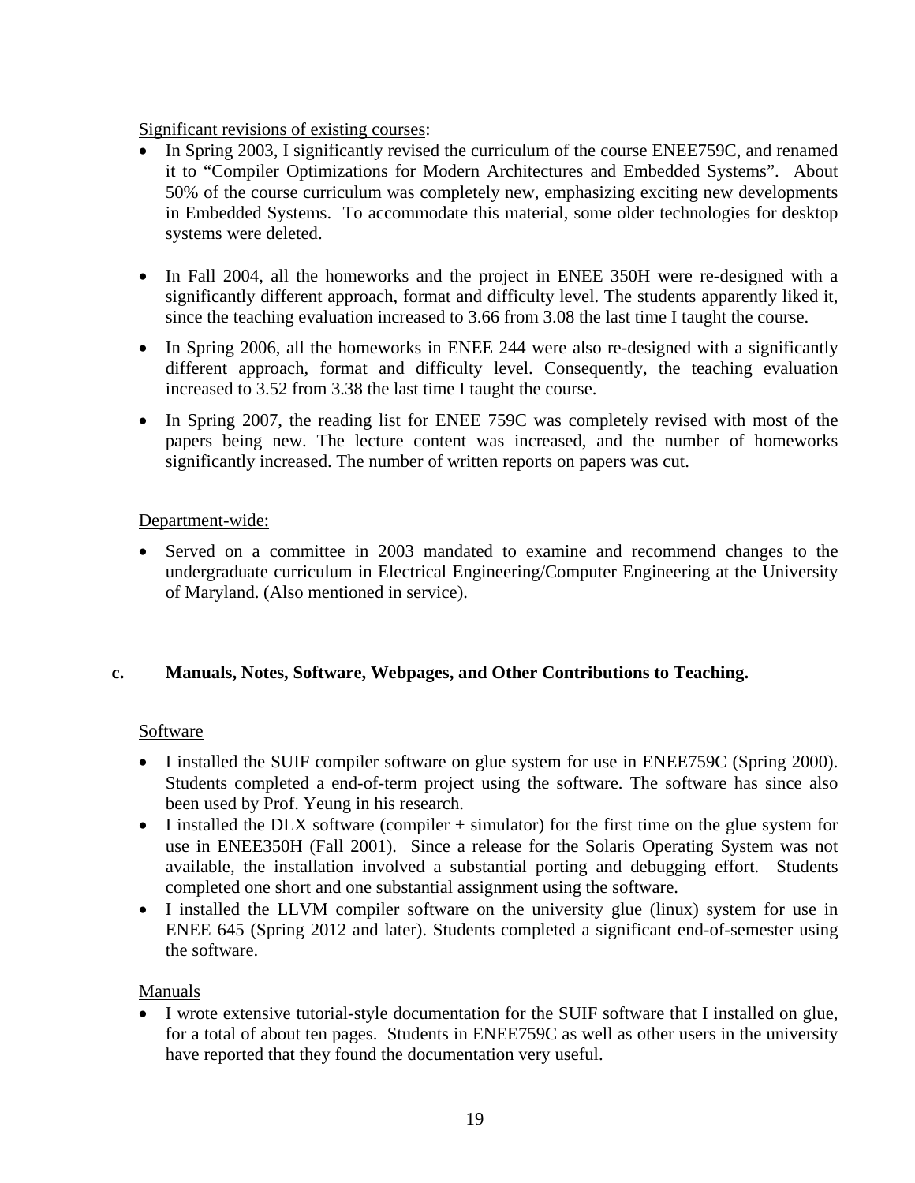Significant revisions of existing courses:

- In Spring 2003, I significantly revised the curriculum of the course ENEE759C, and renamed it to "Compiler Optimizations for Modern Architectures and Embedded Systems". About 50% of the course curriculum was completely new, emphasizing exciting new developments in Embedded Systems. To accommodate this material, some older technologies for desktop systems were deleted.

- In Fall 2004, all the homeworks and the project in ENEE 350H were re-designed with a significantly different approach, format and difficulty level. The students apparently liked it, since the teaching evaluation increased to 3.66 from 3.08 the last time I taught the course.
- In Spring 2006, all the homeworks in ENEE 244 were also re-designed with a significantly different approach, format and difficulty level. Consequently, the teaching evaluation increased to 3.52 from 3.38 the last time I taught the course.
- In Spring 2007, the reading list for ENEE 759C was completely revised with most of the papers being new. The lecture content was increased, and the number of homeworks significantly increased. The number of written reports on papers was cut.

Department-wide:

- Served on a committee in 2003 mandated to examine and recommend changes to the undergraduate curriculum in Electrical Engineering/Computer Engineering at the University of Maryland. (Also mentioned in service).

### c. Manuals, Notes, Software, Webpages, and Other Contributions to Teaching.

Software

- I installed the SUIF compiler software on glue system for use in ENEE759C (Spring 2000). Students completed a end-of-term project using the software. The software has since also been used by Prof. Yeung in his research.
- I installed the DLX software (compiler + simulator) for the first time on the glue system for use in ENEE350H (Fall 2001). Since a release for the Solaris Operating System was not available, the installation involved a substantial porting and debugging effort. Students completed one short and one substantial assignment using the software.
- I installed the LLVM compiler software on the university glue (linux) system for use in ENEE 645 (Spring 2012 and later). Students completed a significant end-of-semester using the software.

Manuals

- I wrote extensive tutorial-style documentation for the SUIF software that I installed on glue, for a total of about ten pages. Students in ENEE759C as well as other users in the university have reported that they found the documentation very useful.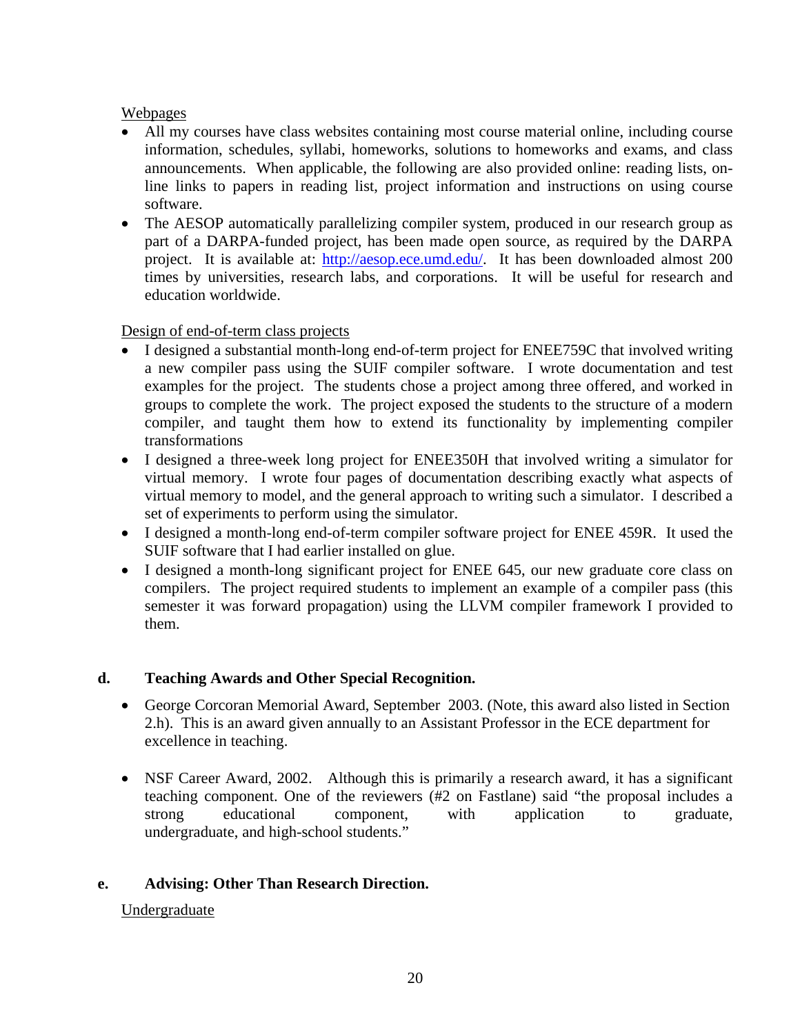Webpages

- All my courses have class websites containing most course material online, including course information, schedules, syllabi, homeworks, solutions to homeworks and exams, and class announcements. When applicable, the following are also provided online: reading lists, on-line links to papers in reading list, project information and instructions on using course software.
- The AESOP automatically parallelizing compiler system, produced in our research group as part of a DARPA-funded project, has been made open source, as required by the DARPA project. It is available at: [http://aesop.ece.umd.edu/](http://aesop.ece.umd.edu/). It has been downloaded almost 200 times by universities, research labs, and corporations. It will be useful for research and education worldwide.

Design of end-of-term class projects

- I designed a substantial month-long end-of-term project for ENEE759C that involved writing a new compiler pass using the SUIF compiler software. I wrote documentation and test examples for the project. The students chose a project among three offered, and worked in groups to complete the work. The project exposed the students to the structure of a modern compiler, and taught them how to extend its functionality by implementing compiler transformations
- I designed a three-week long project for ENEE350H that involved writing a simulator for virtual memory. I wrote four pages of documentation describing exactly what aspects of virtual memory to model, and the general approach to writing such a simulator. I described a set of experiments to perform using the simulator.
- I designed a month-long end-of-term compiler software project for ENEE 459R. It used the SUIF software that I had earlier installed on glue.
- I designed a month-long significant project for ENEE 645, our new graduate core class on compilers. The project required students to implement an example of a compiler pass (this semester it was forward propagation) using the LLVM compiler framework I provided to them.

## d. Teaching Awards and Other Special Recognition.

- George Corcoran Memorial Award, September 2003. (Note, this award also listed in Section 2.h). This is an award given annually to an Assistant Professor in the ECE department for excellence in teaching.
- NSF Career Award, 2002. Although this is primarily a research award, it has a significant teaching component. One of the reviewers (#2 on Fastlane) said "the proposal includes a strong educational component, with application to graduate, undergraduate, and high-school students."

## e. Advising: Other Than Research Direction.

Undergraduate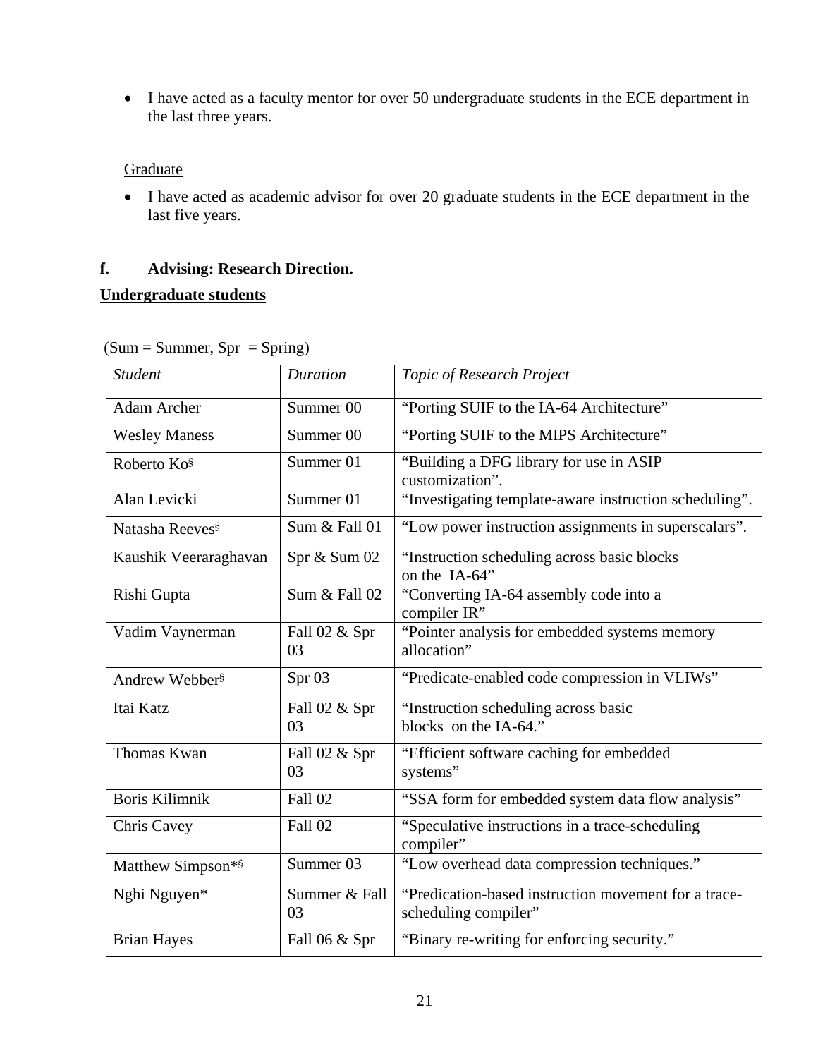- I have acted as a faculty mentor for over 50 undergraduate students in the ECE department in the last three years.

Graduate

- I have acted as academic advisor for over 20 graduate students in the ECE department in the last five years.

**f. Advising: Research Direction.**

**Undergraduate students**

(Sum = Summer, Spr = Spring)

| *Student* | *Duration* | *Topic of Research Project* |
|---|---|---|
| Adam Archer | Summer 00 | "Porting SUIF to the IA-64 Architecture" |
| Wesley Maness | Summer 00 | "Porting SUIF to the MIPS Architecture" |
| Roberto Ko§ | Summer 01 | "Building a DFG library for use in ASIP customization". |
| Alan Levicki | Summer 01 | "Investigating template-aware instruction scheduling". |
| Natasha Reeves§ | Sum & Fall 01 | "Low power instruction assignments in superscalars". |
| Kaushik Veeraraghavan | Spr & Sum 02 | "Instruction scheduling across basic blocks on the IA-64" |
| Rishi Gupta | Sum & Fall 02 | "Converting IA-64 assembly code into a compiler IR" |
| Vadim Vaynerman | Fall 02 & Spr 03 | "Pointer analysis for embedded systems memory allocation" |
| Andrew Webber§ | Spr 03 | "Predicate-enabled code compression in VLIWs" |
| Itai Katz | Fall 02 & Spr 03 | "Instruction scheduling across basic blocks on the IA-64." |
| Thomas Kwan | Fall 02 & Spr 03 | "Efficient software caching for embedded systems" |
| Boris Kilimnik | Fall 02 | "SSA form for embedded system data flow analysis" |
| Chris Cavey | Fall 02 | "Speculative instructions in a trace-scheduling compiler" |
| Matthew Simpson*§ | Summer 03 | "Low overhead data compression techniques." |
| Nghi Nguyen* | Summer & Fall 03 | "Predication-based instruction movement for a trace-scheduling compiler" |
| Brian Hayes | Fall 06 & Spr | "Binary re-writing for enforcing security." |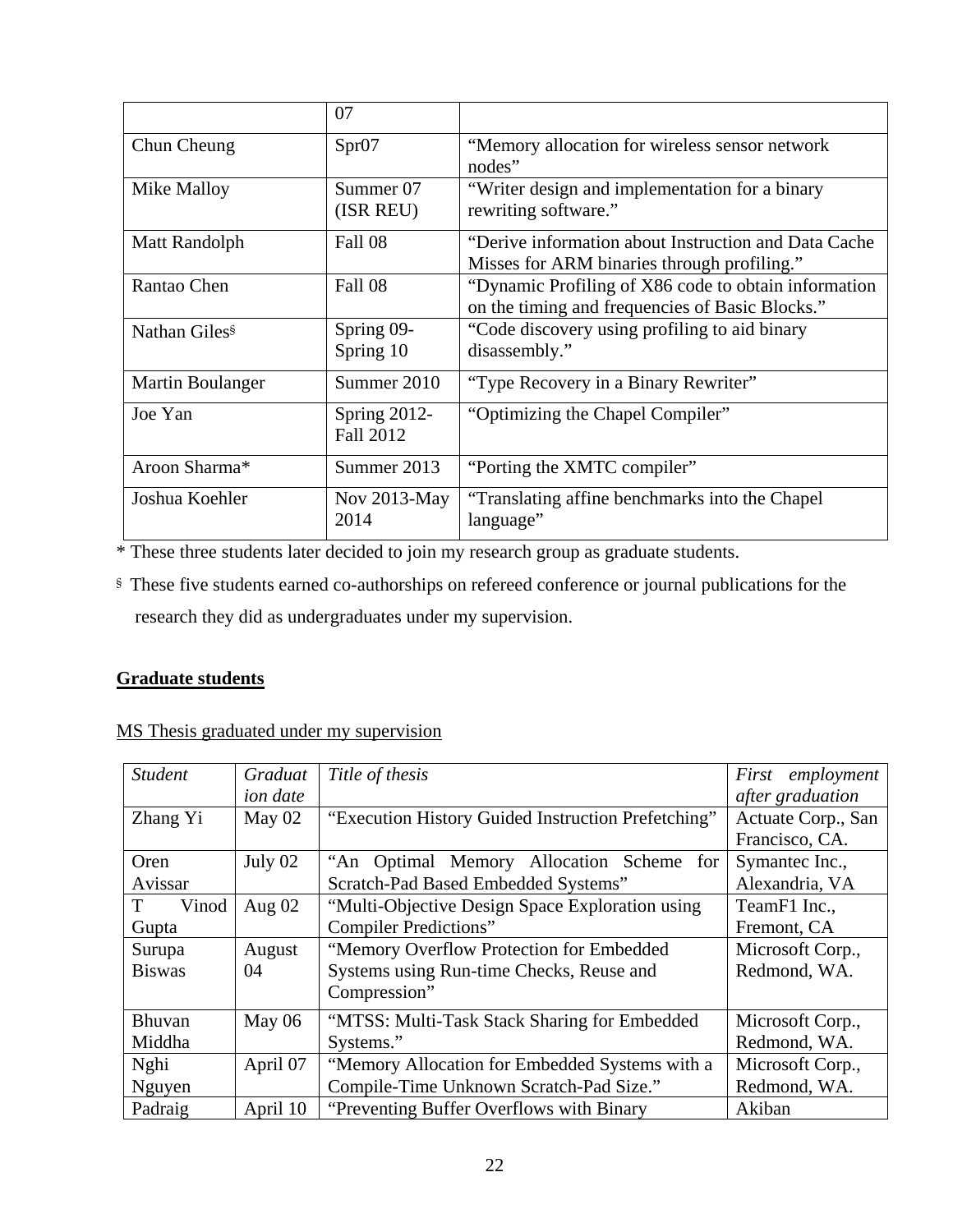| | 07 | |
|---|---|---|
| Chun Cheung | Spr07 | "Memory allocation for wireless sensor network nodes" |
| Mike Malloy | Summer 07 (ISR REU) | "Writer design and implementation for a binary rewriting software." |
| Matt Randolph | Fall 08 | "Derive information about Instruction and Data Cache Misses for ARM binaries through profiling." |
| Rantao Chen | Fall 08 | "Dynamic Profiling of X86 code to obtain information on the timing and frequencies of Basic Blocks." |
| Nathan Giles§ | Spring 09-Spring 10 | "Code discovery using profiling to aid binary disassembly." |
| Martin Boulanger | Summer 2010 | "Type Recovery in a Binary Rewriter" |
| Joe Yan | Spring 2012-Fall 2012 | "Optimizing the Chapel Compiler" |
| Aroon Sharma* | Summer 2013 | "Porting the XMTC compiler" |
| Joshua Koehler | Nov 2013-May 2014 | "Translating affine benchmarks into the Chapel language" |

* These three students later decided to join my research group as graduate students.

§ These five students earned co-authorships on refereed conference or journal publications for the research they did as undergraduates under my supervision.

**Graduate students**

MS Thesis graduated under my supervision

| *Student* | *Graduation date* | *Title of thesis* | *First employment after graduation* |
|---|---|---|---|
| Zhang Yi | May 02 | "Execution History Guided Instruction Prefetching" | Actuate Corp., San Francisco, CA. |
| Oren Avissar | July 02 | "An Optimal Memory Allocation Scheme for Scratch-Pad Based Embedded Systems" | Symantec Inc., Alexandria, VA |
| T Vinod Gupta | Aug 02 | "Multi-Objective Design Space Exploration using Compiler Predictions" | TeamF1 Inc., Fremont, CA |
| Surupa Biswas | August 04 | "Memory Overflow Protection for Embedded Systems using Run-time Checks, Reuse and Compression" | Microsoft Corp., Redmond, WA. |
| Bhuvan Middha | May 06 | "MTSS: Multi-Task Stack Sharing for Embedded Systems." | Microsoft Corp., Redmond, WA. |
| Nghi Nguyen | April 07 | "Memory Allocation for Embedded Systems with a Compile-Time Unknown Scratch-Pad Size." | Microsoft Corp., Redmond, WA. |
| Padraig | April 10 | "Preventing Buffer Overflows with Binary | Akiban |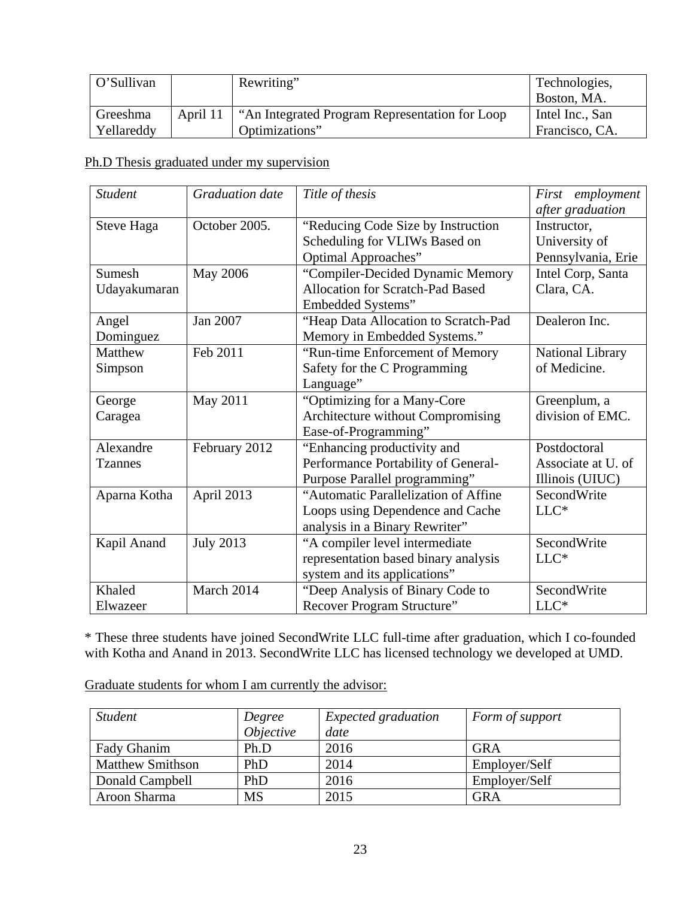| O'Sullivan | | Rewriting" | Technologies, Boston, MA. |
|---|---|---|---|
| Greeshma Yellareddy | April 11 | "An Integrated Program Representation for Loop Optimizations" | Intel Inc., San Francisco, CA. |

Ph.D Thesis graduated under my supervision

| *Student* | *Graduation date* | *Title of thesis* | *First employment after graduation* |
|---|---|---|---|
| Steve Haga | October 2005. | "Reducing Code Size by Instruction Scheduling for VLIWs Based on Optimal Approaches" | Instructor, University of Pennsylvania, Erie |
| Sumesh Udayakumaran | May 2006 | "Compiler-Decided Dynamic Memory Allocation for Scratch-Pad Based Embedded Systems" | Intel Corp, Santa Clara, CA. |
| Angel Dominguez | Jan 2007 | "Heap Data Allocation to Scratch-Pad Memory in Embedded Systems." | Dealeron Inc. |
| Matthew Simpson | Feb 2011 | "Run-time Enforcement of Memory Safety for the C Programming Language" | National Library of Medicine. |
| George Caragea | May 2011 | "Optimizing for a Many-Core Architecture without Compromising Ease-of-Programming" | Greenplum, a division of EMC. |
| Alexandre Tzannes | February 2012 | "Enhancing productivity and Performance Portability of General-Purpose Parallel programming" | Postdoctoral Associate at U. of Illinois (UIUC) |
| Aparna Kotha | April 2013 | "Automatic Parallelization of Affine Loops using Dependence and Cache analysis in a Binary Rewriter" | SecondWrite LLC* |
| Kapil Anand | July 2013 | "A compiler level intermediate representation based binary analysis system and its applications" | SecondWrite LLC* |
| Khaled Elwazeer | March 2014 | "Deep Analysis of Binary Code to Recover Program Structure" | SecondWrite LLC* |

\* These three students have joined SecondWrite LLC full-time after graduation, which I co-founded with Kotha and Anand in 2013. SecondWrite LLC has licensed technology we developed at UMD.

Graduate students for whom I am currently the advisor:

| *Student* | *Degree Objective* | *Expected graduation date* | *Form of support* |
|---|---|---|---|
| Fady Ghanim | Ph.D | 2016 | GRA |
| Matthew Smithson | PhD | 2014 | Employer/Self |
| Donald Campbell | PhD | 2016 | Employer/Self |
| Aroon Sharma | MS | 2015 | GRA |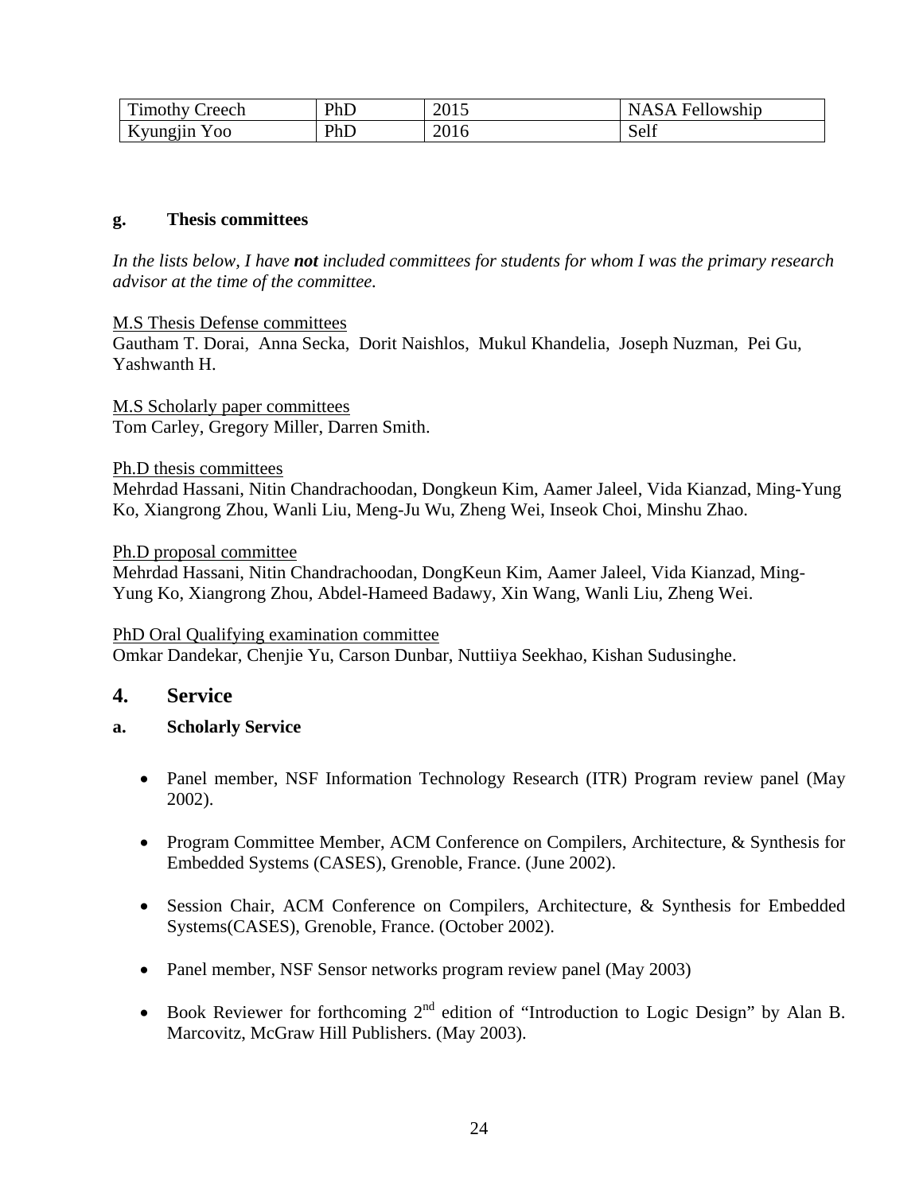| Timothy Creech | PhD | 2015 | NASA Fellowship |
|---|---|---|---|
| Kyungjin Yoo | PhD | 2016 | Self |

### g. Thesis committees

*In the lists below, I have **not** included committees for students for whom I was the primary research advisor at the time of the committee.*

M.S Thesis Defense committees
Gautham T. Dorai, Anna Secka, Dorit Naishlos, Mukul Khandelia, Joseph Nuzman, Pei Gu, Yashwanth H.

M.S Scholarly paper committees
Tom Carley, Gregory Miller, Darren Smith.

Ph.D thesis committees
Mehrdad Hassani, Nitin Chandrachoodan, Dongkeun Kim, Aamer Jaleel, Vida Kianzad, Ming-Yung Ko, Xiangrong Zhou, Wanli Liu, Meng-Ju Wu, Zheng Wei, Inseok Choi, Minshu Zhao.

Ph.D proposal committee
Mehrdad Hassani, Nitin Chandrachoodan, DongKeun Kim, Aamer Jaleel, Vida Kianzad, Ming-Yung Ko, Xiangrong Zhou, Abdel-Hameed Badawy, Xin Wang, Wanli Liu, Zheng Wei.

PhD Oral Qualifying examination committee
Omkar Dandekar, Chenjie Yu, Carson Dunbar, Nuttiiya Seekhao, Kishan Sudusinghe.

## 4. Service

### a. Scholarly Service

- Panel member, NSF Information Technology Research (ITR) Program review panel (May 2002).
- Program Committee Member, ACM Conference on Compilers, Architecture, & Synthesis for Embedded Systems (CASES), Grenoble, France. (June 2002).
- Session Chair, ACM Conference on Compilers, Architecture, & Synthesis for Embedded Systems(CASES), Grenoble, France. (October 2002).
- Panel member, NSF Sensor networks program review panel (May 2003)
- Book Reviewer for forthcoming 2nd edition of "Introduction to Logic Design" by Alan B. Marcovitz, McGraw Hill Publishers. (May 2003).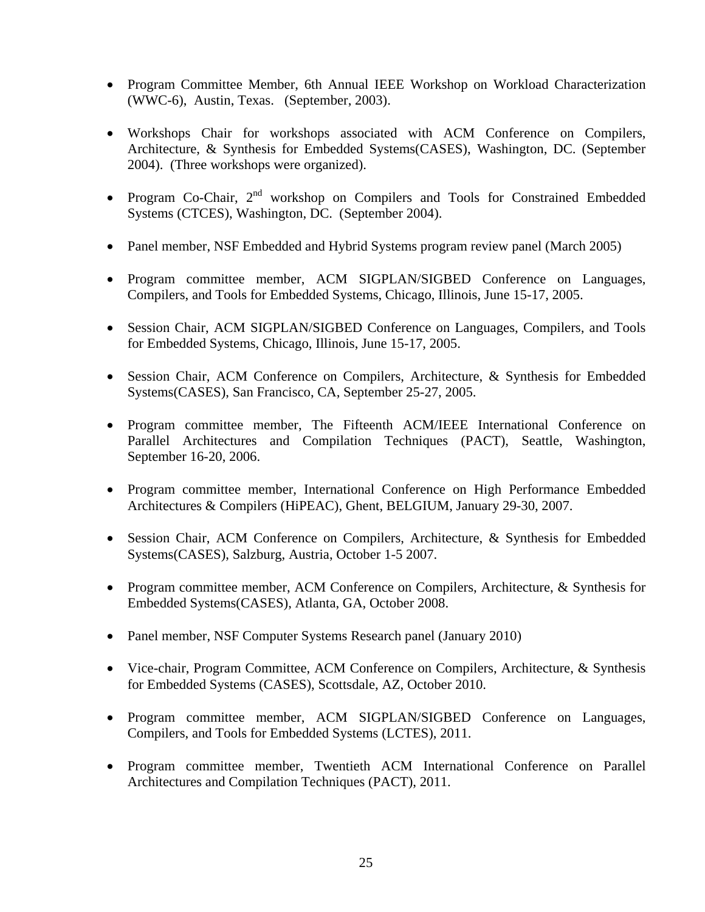- Program Committee Member, 6th Annual IEEE Workshop on Workload Characterization (WWC-6), Austin, Texas. (September, 2003).

- Workshops Chair for workshops associated with ACM Conference on Compilers, Architecture, & Synthesis for Embedded Systems(CASES), Washington, DC. (September 2004). (Three workshops were organized).

- Program Co-Chair, 2nd workshop on Compilers and Tools for Constrained Embedded Systems (CTCES), Washington, DC. (September 2004).

- Panel member, NSF Embedded and Hybrid Systems program review panel (March 2005)

- Program committee member, ACM SIGPLAN/SIGBED Conference on Languages, Compilers, and Tools for Embedded Systems, Chicago, Illinois, June 15-17, 2005.

- Session Chair, ACM SIGPLAN/SIGBED Conference on Languages, Compilers, and Tools for Embedded Systems, Chicago, Illinois, June 15-17, 2005.

- Session Chair, ACM Conference on Compilers, Architecture, & Synthesis for Embedded Systems(CASES), San Francisco, CA, September 25-27, 2005.

- Program committee member, The Fifteenth ACM/IEEE International Conference on Parallel Architectures and Compilation Techniques (PACT), Seattle, Washington, September 16-20, 2006.

- Program committee member, International Conference on High Performance Embedded Architectures & Compilers (HiPEAC), Ghent, BELGIUM, January 29-30, 2007.

- Session Chair, ACM Conference on Compilers, Architecture, & Synthesis for Embedded Systems(CASES), Salzburg, Austria, October 1-5 2007.

- Program committee member, ACM Conference on Compilers, Architecture, & Synthesis for Embedded Systems(CASES), Atlanta, GA, October 2008.

- Panel member, NSF Computer Systems Research panel (January 2010)

- Vice-chair, Program Committee, ACM Conference on Compilers, Architecture, & Synthesis for Embedded Systems (CASES), Scottsdale, AZ, October 2010.

- Program committee member, ACM SIGPLAN/SIGBED Conference on Languages, Compilers, and Tools for Embedded Systems (LCTES), 2011.

- Program committee member, Twentieth ACM International Conference on Parallel Architectures and Compilation Techniques (PACT), 2011.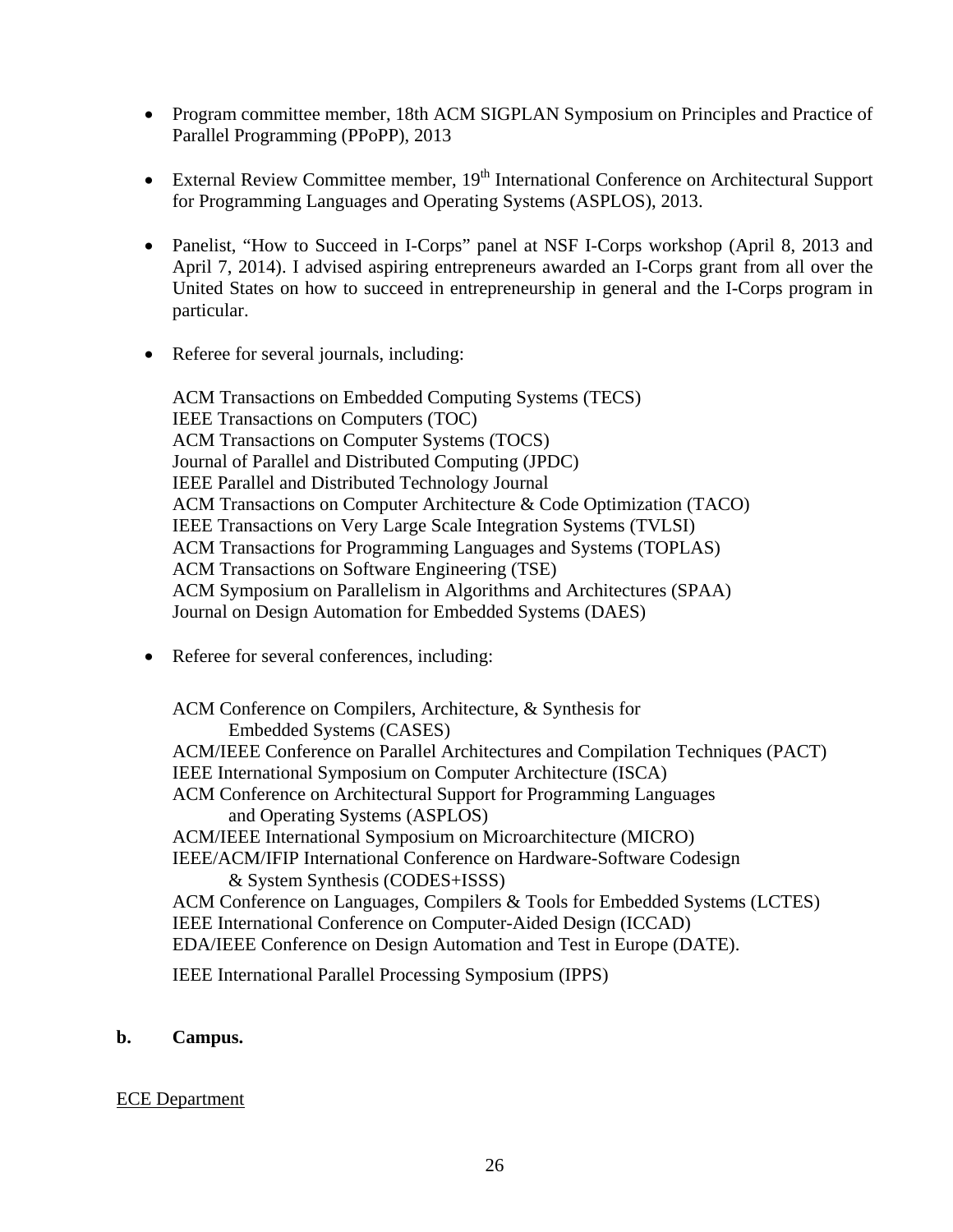- Program committee member, 18th ACM SIGPLAN Symposium on Principles and Practice of Parallel Programming (PPoPP), 2013

- External Review Committee member, 19th International Conference on Architectural Support for Programming Languages and Operating Systems (ASPLOS), 2013.

- Panelist, "How to Succeed in I-Corps" panel at NSF I-Corps workshop (April 8, 2013 and April 7, 2014). I advised aspiring entrepreneurs awarded an I-Corps grant from all over the United States on how to succeed in entrepreneurship in general and the I-Corps program in particular.

- Referee for several journals, including:

  ACM Transactions on Embedded Computing Systems (TECS)
  IEEE Transactions on Computers (TOC)
  ACM Transactions on Computer Systems (TOCS)
  Journal of Parallel and Distributed Computing (JPDC)
  IEEE Parallel and Distributed Technology Journal
  ACM Transactions on Computer Architecture & Code Optimization (TACO)
  IEEE Transactions on Very Large Scale Integration Systems (TVLSI)
  ACM Transactions for Programming Languages and Systems (TOPLAS)
  ACM Transactions on Software Engineering (TSE)
  ACM Symposium on Parallelism in Algorithms and Architectures (SPAA)
  Journal on Design Automation for Embedded Systems (DAES)

- Referee for several conferences, including:

  ACM Conference on Compilers, Architecture, & Synthesis for Embedded Systems (CASES)
  ACM/IEEE Conference on Parallel Architectures and Compilation Techniques (PACT)
  IEEE International Symposium on Computer Architecture (ISCA)
  ACM Conference on Architectural Support for Programming Languages and Operating Systems (ASPLOS)
  ACM/IEEE International Symposium on Microarchitecture (MICRO)
  IEEE/ACM/IFIP International Conference on Hardware-Software Codesign & System Synthesis (CODES+ISSS)
  ACM Conference on Languages, Compilers & Tools for Embedded Systems (LCTES)
  IEEE International Conference on Computer-Aided Design (ICCAD)
  EDA/IEEE Conference on Design Automation and Test in Europe (DATE).

  IEEE International Parallel Processing Symposium (IPPS)

**b. Campus.**

ECE Department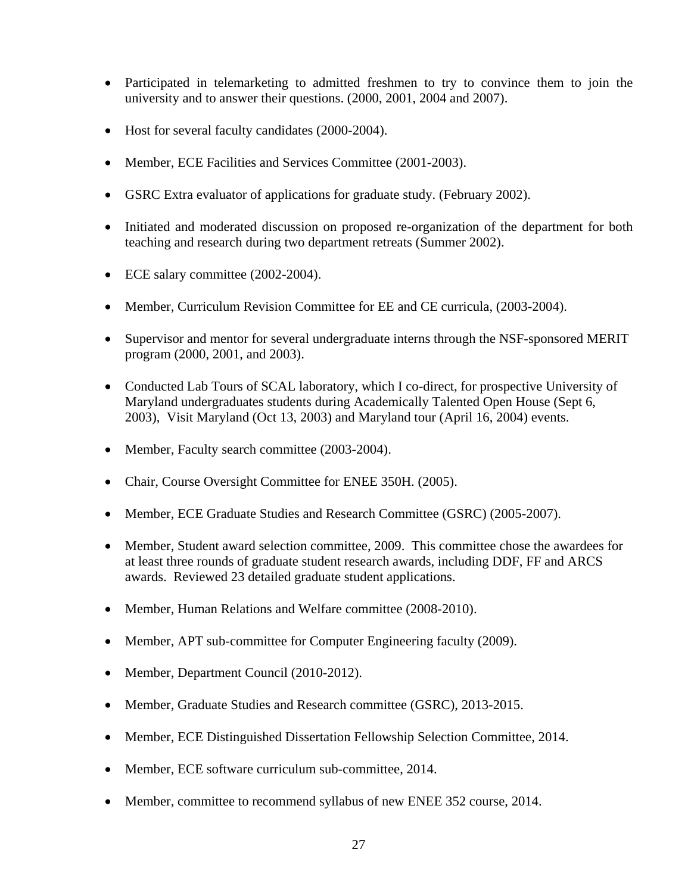- Participated in telemarketing to admitted freshmen to try to convince them to join the university and to answer their questions. (2000, 2001, 2004 and 2007).
- Host for several faculty candidates (2000-2004).
- Member, ECE Facilities and Services Committee (2001-2003).
- GSRC Extra evaluator of applications for graduate study. (February 2002).
- Initiated and moderated discussion on proposed re-organization of the department for both teaching and research during two department retreats (Summer 2002).
- ECE salary committee (2002-2004).
- Member, Curriculum Revision Committee for EE and CE curricula, (2003-2004).
- Supervisor and mentor for several undergraduate interns through the NSF-sponsored MERIT program (2000, 2001, and 2003).
- Conducted Lab Tours of SCAL laboratory, which I co-direct, for prospective University of Maryland undergraduates students during Academically Talented Open House (Sept 6, 2003), Visit Maryland (Oct 13, 2003) and Maryland tour (April 16, 2004) events.
- Member, Faculty search committee (2003-2004).
- Chair, Course Oversight Committee for ENEE 350H. (2005).
- Member, ECE Graduate Studies and Research Committee (GSRC) (2005-2007).
- Member, Student award selection committee, 2009. This committee chose the awardees for at least three rounds of graduate student research awards, including DDF, FF and ARCS awards. Reviewed 23 detailed graduate student applications.
- Member, Human Relations and Welfare committee (2008-2010).
- Member, APT sub-committee for Computer Engineering faculty (2009).
- Member, Department Council (2010-2012).
- Member, Graduate Studies and Research committee (GSRC), 2013-2015.
- Member, ECE Distinguished Dissertation Fellowship Selection Committee, 2014.
- Member, ECE software curriculum sub-committee, 2014.
- Member, committee to recommend syllabus of new ENEE 352 course, 2014.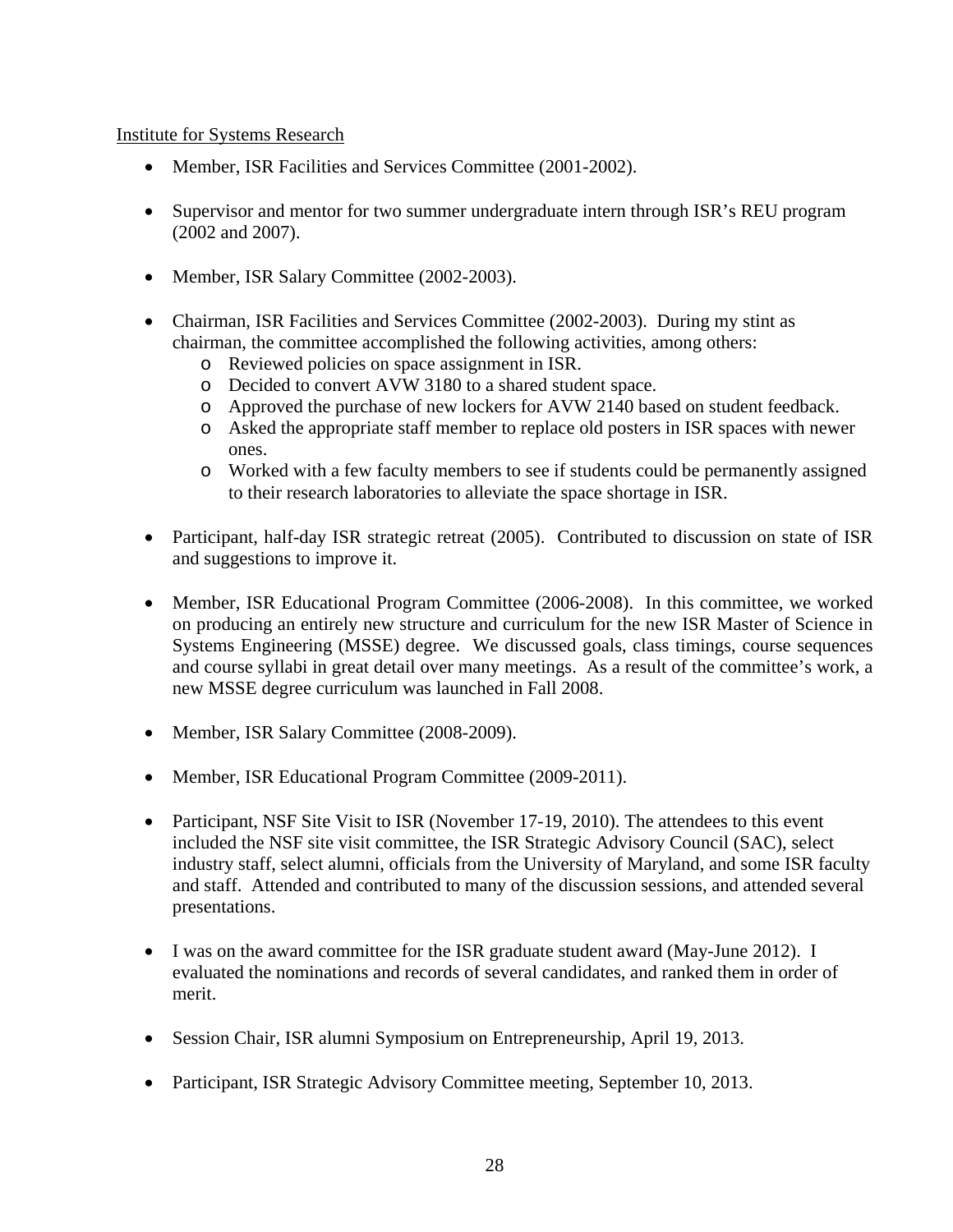Institute for Systems Research

- Member, ISR Facilities and Services Committee (2001-2002).

- Supervisor and mentor for two summer undergraduate intern through ISR's REU program (2002 and 2007).

- Member, ISR Salary Committee (2002-2003).

- Chairman, ISR Facilities and Services Committee (2002-2003). During my stint as chairman, the committee accomplished the following activities, among others:
  - Reviewed policies on space assignment in ISR.
  - Decided to convert AVW 3180 to a shared student space.
  - Approved the purchase of new lockers for AVW 2140 based on student feedback.
  - Asked the appropriate staff member to replace old posters in ISR spaces with newer ones.
  - Worked with a few faculty members to see if students could be permanently assigned to their research laboratories to alleviate the space shortage in ISR.

- Participant, half-day ISR strategic retreat (2005). Contributed to discussion on state of ISR and suggestions to improve it.

- Member, ISR Educational Program Committee (2006-2008). In this committee, we worked on producing an entirely new structure and curriculum for the new ISR Master of Science in Systems Engineering (MSSE) degree. We discussed goals, class timings, course sequences and course syllabi in great detail over many meetings. As a result of the committee's work, a new MSSE degree curriculum was launched in Fall 2008.

- Member, ISR Salary Committee (2008-2009).

- Member, ISR Educational Program Committee (2009-2011).

- Participant, NSF Site Visit to ISR (November 17-19, 2010). The attendees to this event included the NSF site visit committee, the ISR Strategic Advisory Council (SAC), select industry staff, select alumni, officials from the University of Maryland, and some ISR faculty and staff. Attended and contributed to many of the discussion sessions, and attended several presentations.

- I was on the award committee for the ISR graduate student award (May-June 2012). I evaluated the nominations and records of several candidates, and ranked them in order of merit.

- Session Chair, ISR alumni Symposium on Entrepreneurship, April 19, 2013.

- Participant, ISR Strategic Advisory Committee meeting, September 10, 2013.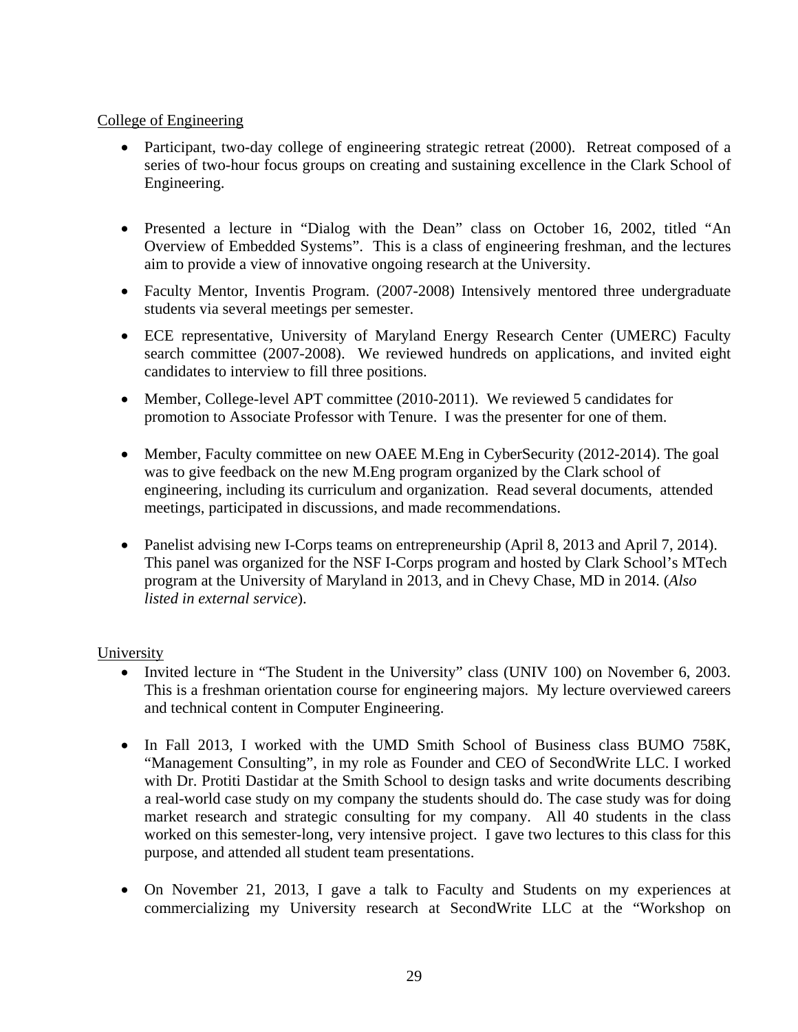College of Engineering

- Participant, two-day college of engineering strategic retreat (2000). Retreat composed of a series of two-hour focus groups on creating and sustaining excellence in the Clark School of Engineering.

- Presented a lecture in "Dialog with the Dean" class on October 16, 2002, titled "An Overview of Embedded Systems". This is a class of engineering freshman, and the lectures aim to provide a view of innovative ongoing research at the University.

- Faculty Mentor, Inventis Program. (2007-2008) Intensively mentored three undergraduate students via several meetings per semester.

- ECE representative, University of Maryland Energy Research Center (UMERC) Faculty search committee (2007-2008). We reviewed hundreds on applications, and invited eight candidates to interview to fill three positions.

- Member, College-level APT committee (2010-2011). We reviewed 5 candidates for promotion to Associate Professor with Tenure. I was the presenter for one of them.

- Member, Faculty committee on new OAEE M.Eng in CyberSecurity (2012-2014). The goal was to give feedback on the new M.Eng program organized by the Clark school of engineering, including its curriculum and organization. Read several documents, attended meetings, participated in discussions, and made recommendations.

- Panelist advising new I-Corps teams on entrepreneurship (April 8, 2013 and April 7, 2014). This panel was organized for the NSF I-Corps program and hosted by Clark School's MTech program at the University of Maryland in 2013, and in Chevy Chase, MD in 2014. (*Also listed in external service*).

University

- Invited lecture in "The Student in the University" class (UNIV 100) on November 6, 2003. This is a freshman orientation course for engineering majors. My lecture overviewed careers and technical content in Computer Engineering.

- In Fall 2013, I worked with the UMD Smith School of Business class BUMO 758K, "Management Consulting", in my role as Founder and CEO of SecondWrite LLC. I worked with Dr. Protiti Dastidar at the Smith School to design tasks and write documents describing a real-world case study on my company the students should do. The case study was for doing market research and strategic consulting for my company. All 40 students in the class worked on this semester-long, very intensive project. I gave two lectures to this class for this purpose, and attended all student team presentations.

- On November 21, 2013, I gave a talk to Faculty and Students on my experiences at commercializing my University research at SecondWrite LLC at the "Workshop on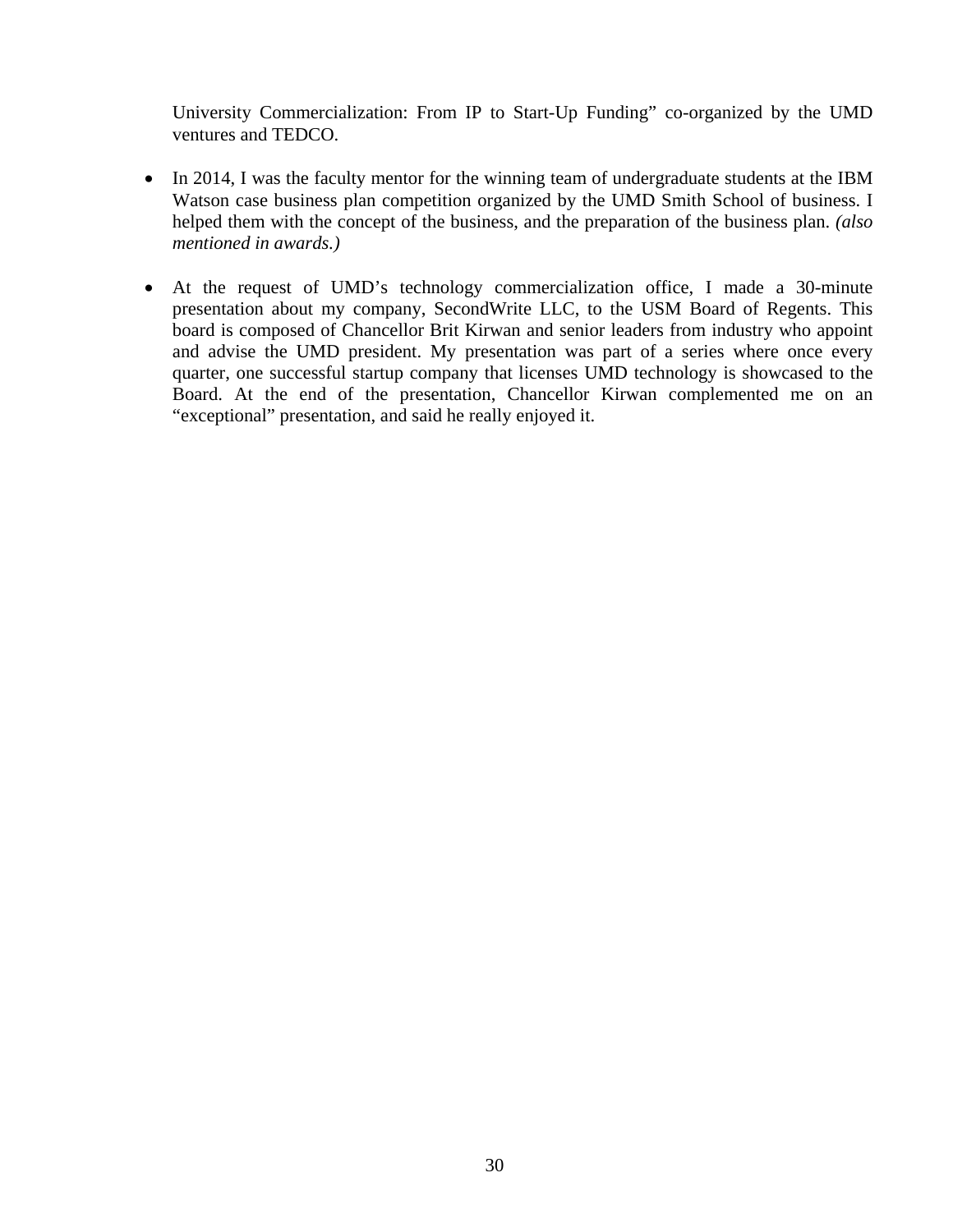University Commercialization: From IP to Start-Up Funding" co-organized by the UMD ventures and TEDCO.

- In 2014, I was the faculty mentor for the winning team of undergraduate students at the IBM Watson case business plan competition organized by the UMD Smith School of business. I helped them with the concept of the business, and the preparation of the business plan. *(also mentioned in awards.)*

- At the request of UMD's technology commercialization office, I made a 30-minute presentation about my company, SecondWrite LLC, to the USM Board of Regents. This board is composed of Chancellor Brit Kirwan and senior leaders from industry who appoint and advise the UMD president. My presentation was part of a series where once every quarter, one successful startup company that licenses UMD technology is showcased to the Board. At the end of the presentation, Chancellor Kirwan complemented me on an "exceptional" presentation, and said he really enjoyed it.